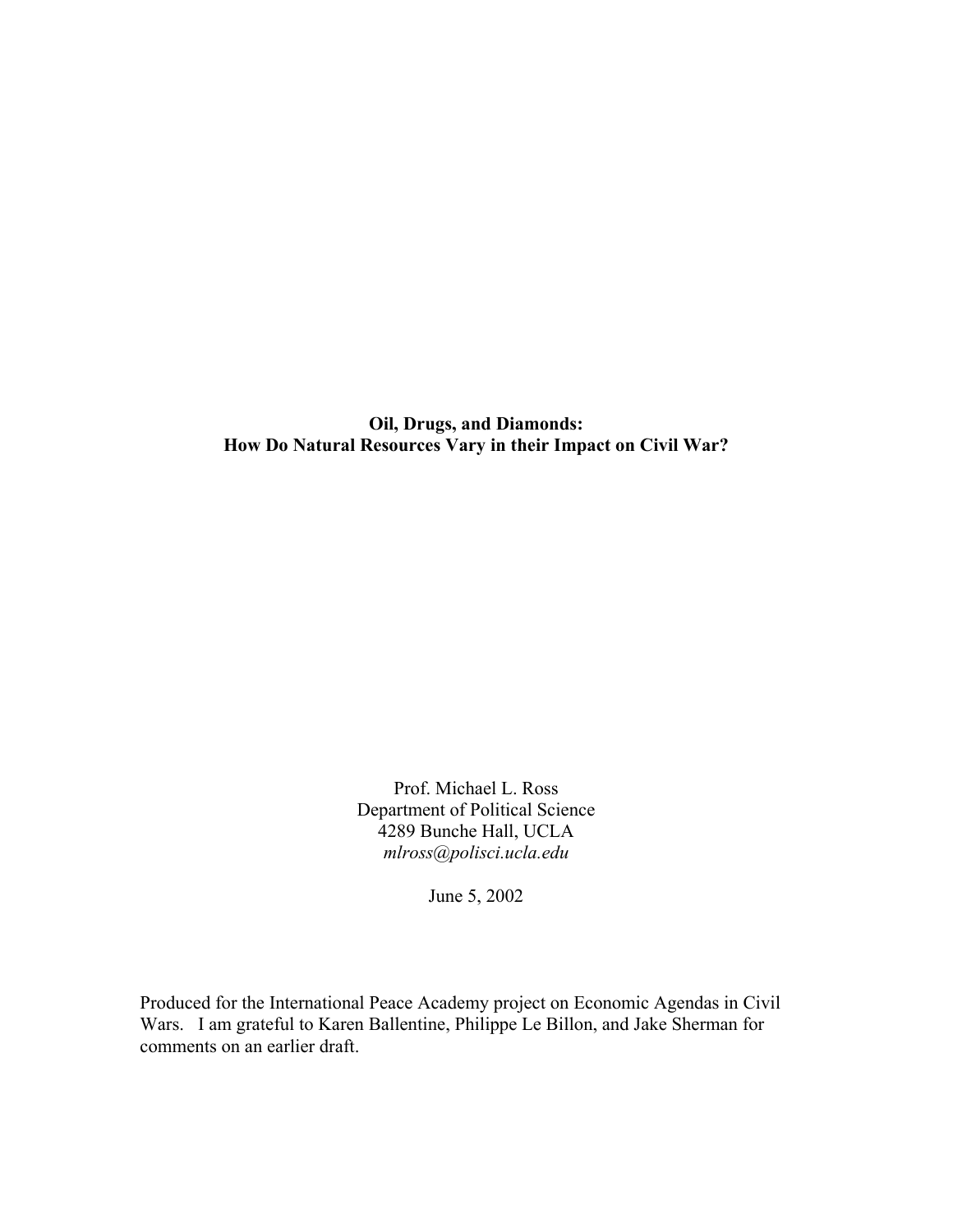**Oil, Drugs, and Diamonds:**
**How Do Natural Resources Vary in their Impact on Civil War?**

Prof. Michael L. Ross
Department of Political Science
4289 Bunche Hall, UCLA
*mlross@polisci.ucla.edu*

June 5, 2002

Produced for the International Peace Academy project on Economic Agendas in Civil Wars. I am grateful to Karen Ballentine, Philippe Le Billon, and Jake Sherman for comments on an earlier draft.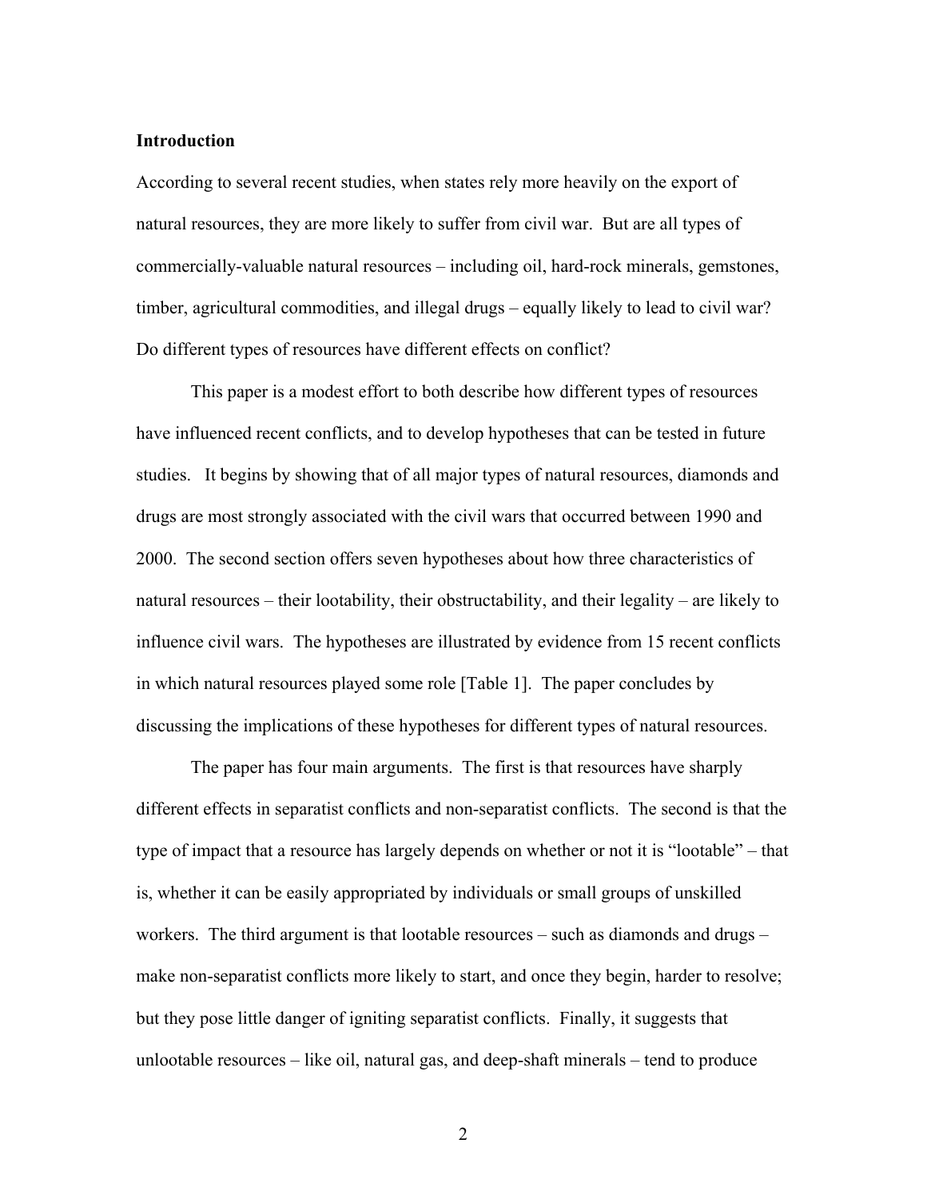**Introduction**

According to several recent studies, when states rely more heavily on the export of natural resources, they are more likely to suffer from civil war. But are all types of commercially-valuable natural resources – including oil, hard-rock minerals, gemstones, timber, agricultural commodities, and illegal drugs – equally likely to lead to civil war? Do different types of resources have different effects on conflict?

This paper is a modest effort to both describe how different types of resources have influenced recent conflicts, and to develop hypotheses that can be tested in future studies. It begins by showing that of all major types of natural resources, diamonds and drugs are most strongly associated with the civil wars that occurred between 1990 and 2000. The second section offers seven hypotheses about how three characteristics of natural resources – their lootability, their obstructability, and their legality – are likely to influence civil wars. The hypotheses are illustrated by evidence from 15 recent conflicts in which natural resources played some role [Table 1]. The paper concludes by discussing the implications of these hypotheses for different types of natural resources.

The paper has four main arguments. The first is that resources have sharply different effects in separatist conflicts and non-separatist conflicts. The second is that the type of impact that a resource has largely depends on whether or not it is "lootable" – that is, whether it can be easily appropriated by individuals or small groups of unskilled workers. The third argument is that lootable resources – such as diamonds and drugs – make non-separatist conflicts more likely to start, and once they begin, harder to resolve; but they pose little danger of igniting separatist conflicts. Finally, it suggests that unlootable resources – like oil, natural gas, and deep-shaft minerals – tend to produce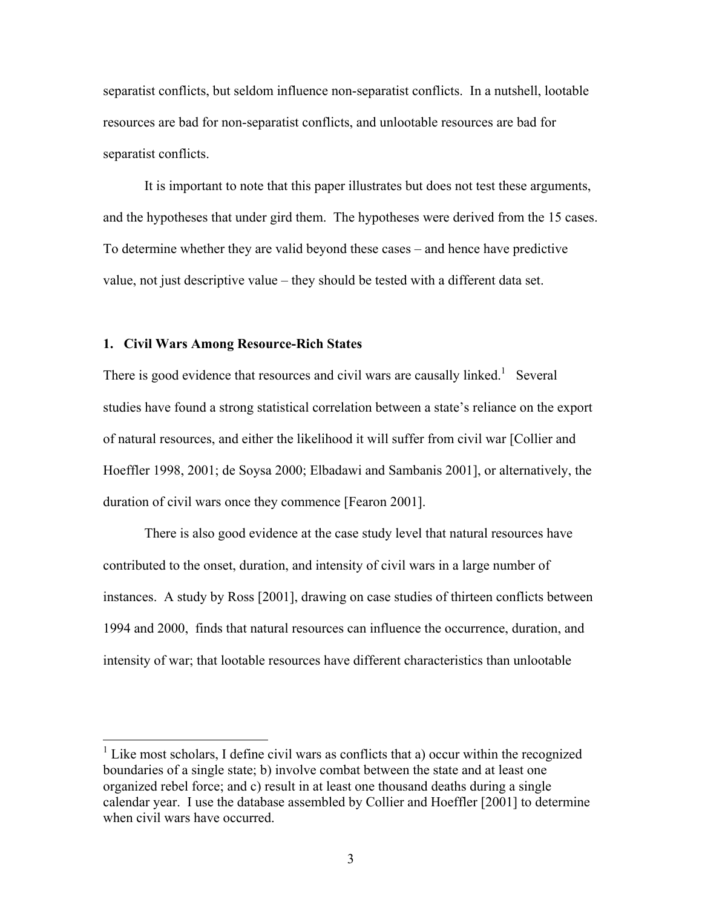separatist conflicts, but seldom influence non-separatist conflicts. In a nutshell, lootable resources are bad for non-separatist conflicts, and unlootable resources are bad for separatist conflicts.

It is important to note that this paper illustrates but does not test these arguments, and the hypotheses that under gird them. The hypotheses were derived from the 15 cases. To determine whether they are valid beyond these cases – and hence have predictive value, not just descriptive value – they should be tested with a different data set.

## 1. Civil Wars Among Resource-Rich States

There is good evidence that resources and civil wars are causally linked.[1] Several studies have found a strong statistical correlation between a state's reliance on the export of natural resources, and either the likelihood it will suffer from civil war [Collier and Hoeffler 1998, 2001; de Soysa 2000; Elbadawi and Sambanis 2001], or alternatively, the duration of civil wars once they commence [Fearon 2001].

There is also good evidence at the case study level that natural resources have contributed to the onset, duration, and intensity of civil wars in a large number of instances. A study by Ross [2001], drawing on case studies of thirteen conflicts between 1994 and 2000, finds that natural resources can influence the occurrence, duration, and intensity of war; that lootable resources have different characteristics than unlootable

---

[1] Like most scholars, I define civil wars as conflicts that a) occur within the recognized boundaries of a single state; b) involve combat between the state and at least one organized rebel force; and c) result in at least one thousand deaths during a single calendar year. I use the database assembled by Collier and Hoeffler [2001] to determine when civil wars have occurred.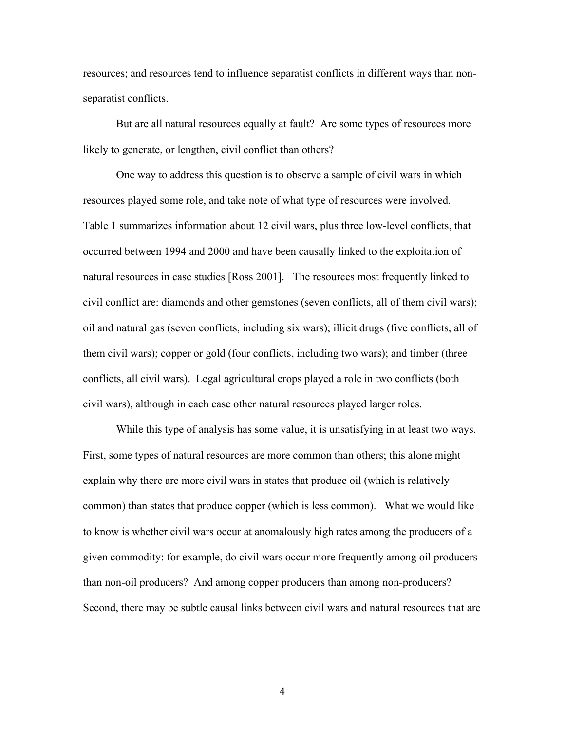resources; and resources tend to influence separatist conflicts in different ways than non-separatist conflicts.

But are all natural resources equally at fault? Are some types of resources more likely to generate, or lengthen, civil conflict than others?

One way to address this question is to observe a sample of civil wars in which resources played some role, and take note of what type of resources were involved. Table 1 summarizes information about 12 civil wars, plus three low-level conflicts, that occurred between 1994 and 2000 and have been causally linked to the exploitation of natural resources in case studies [Ross 2001]. The resources most frequently linked to civil conflict are: diamonds and other gemstones (seven conflicts, all of them civil wars); oil and natural gas (seven conflicts, including six wars); illicit drugs (five conflicts, all of them civil wars); copper or gold (four conflicts, including two wars); and timber (three conflicts, all civil wars). Legal agricultural crops played a role in two conflicts (both civil wars), although in each case other natural resources played larger roles.

While this type of analysis has some value, it is unsatisfying in at least two ways. First, some types of natural resources are more common than others; this alone might explain why there are more civil wars in states that produce oil (which is relatively common) than states that produce copper (which is less common). What we would like to know is whether civil wars occur at anomalously high rates among the producers of a given commodity: for example, do civil wars occur more frequently among oil producers than non-oil producers? And among copper producers than among non-producers? Second, there may be subtle causal links between civil wars and natural resources that are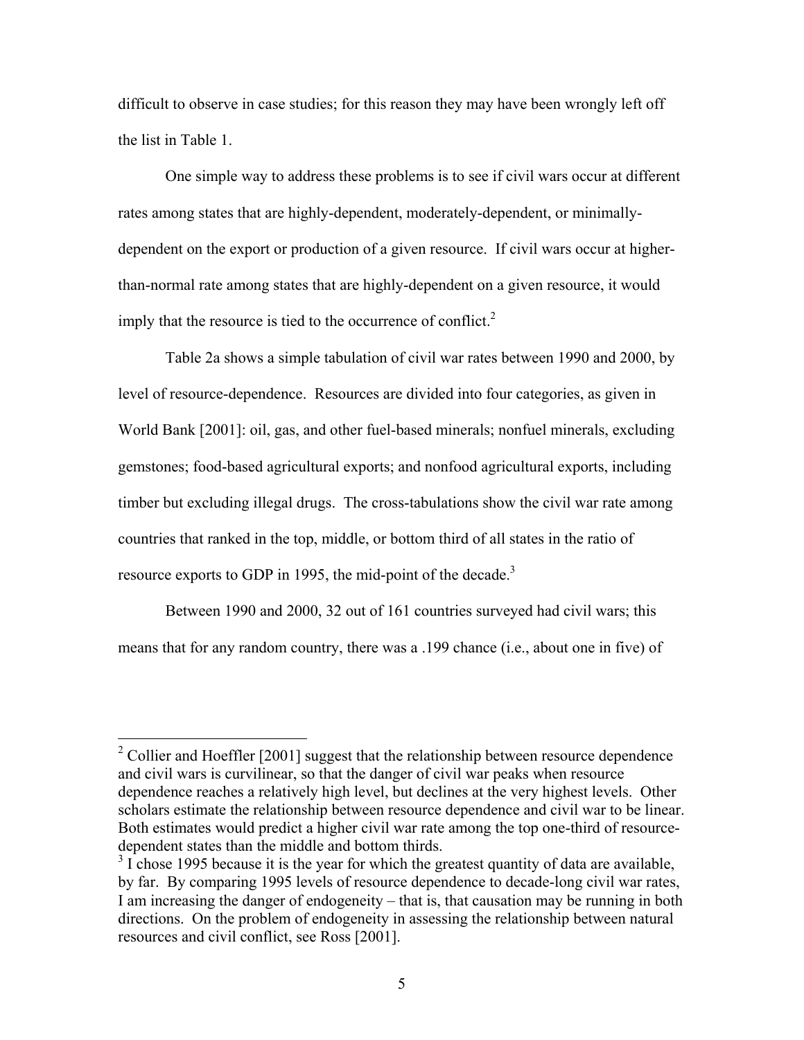difficult to observe in case studies; for this reason they may have been wrongly left off the list in Table 1.

One simple way to address these problems is to see if civil wars occur at different rates among states that are highly-dependent, moderately-dependent, or minimally-dependent on the export or production of a given resource. If civil wars occur at higher-than-normal rate among states that are highly-dependent on a given resource, it would imply that the resource is tied to the occurrence of conflict.[2]

Table 2a shows a simple tabulation of civil war rates between 1990 and 2000, by level of resource-dependence. Resources are divided into four categories, as given in World Bank [2001]: oil, gas, and other fuel-based minerals; nonfuel minerals, excluding gemstones; food-based agricultural exports; and nonfood agricultural exports, including timber but excluding illegal drugs. The cross-tabulations show the civil war rate among countries that ranked in the top, middle, or bottom third of all states in the ratio of resource exports to GDP in 1995, the mid-point of the decade.[3]

Between 1990 and 2000, 32 out of 161 countries surveyed had civil wars; this means that for any random country, there was a .199 chance (i.e., about one in five) of

---

[2] Collier and Hoeffler [2001] suggest that the relationship between resource dependence and civil wars is curvilinear, so that the danger of civil war peaks when resource dependence reaches a relatively high level, but declines at the very highest levels. Other scholars estimate the relationship between resource dependence and civil war to be linear. Both estimates would predict a higher civil war rate among the top one-third of resource-dependent states than the middle and bottom thirds.

[3] I chose 1995 because it is the year for which the greatest quantity of data are available, by far. By comparing 1995 levels of resource dependence to decade-long civil war rates, I am increasing the danger of endogeneity – that is, that causation may be running in both directions. On the problem of endogeneity in assessing the relationship between natural resources and civil conflict, see Ross [2001].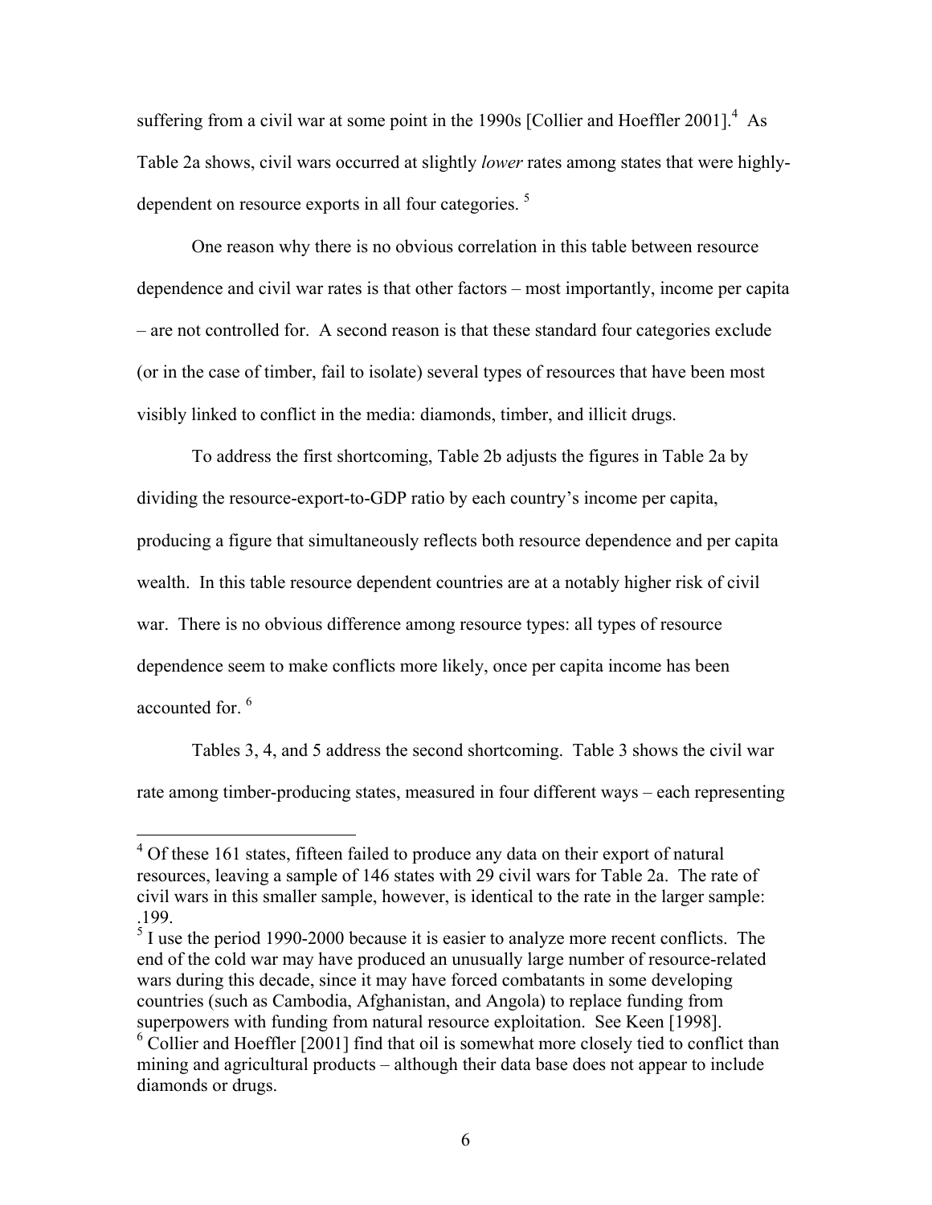suffering from a civil war at some point in the 1990s [Collier and Hoeffler 2001].[4] As Table 2a shows, civil wars occurred at slightly *lower* rates among states that were highly-dependent on resource exports in all four categories.[5]

One reason why there is no obvious correlation in this table between resource dependence and civil war rates is that other factors – most importantly, income per capita – are not controlled for. A second reason is that these standard four categories exclude (or in the case of timber, fail to isolate) several types of resources that have been most visibly linked to conflict in the media: diamonds, timber, and illicit drugs.

To address the first shortcoming, Table 2b adjusts the figures in Table 2a by dividing the resource-export-to-GDP ratio by each country's income per capita, producing a figure that simultaneously reflects both resource dependence and per capita wealth. In this table resource dependent countries are at a notably higher risk of civil war. There is no obvious difference among resource types: all types of resource dependence seem to make conflicts more likely, once per capita income has been accounted for.[6]

Tables 3, 4, and 5 address the second shortcoming. Table 3 shows the civil war rate among timber-producing states, measured in four different ways – each representing

---

[4] Of these 161 states, fifteen failed to produce any data on their export of natural resources, leaving a sample of 146 states with 29 civil wars for Table 2a. The rate of civil wars in this smaller sample, however, is identical to the rate in the larger sample: .199.

[5] I use the period 1990-2000 because it is easier to analyze more recent conflicts. The end of the cold war may have produced an unusually large number of resource-related wars during this decade, since it may have forced combatants in some developing countries (such as Cambodia, Afghanistan, and Angola) to replace funding from superpowers with funding from natural resource exploitation. See Keen [1998].

[6] Collier and Hoeffler [2001] find that oil is somewhat more closely tied to conflict than mining and agricultural products – although their data base does not appear to include diamonds or drugs.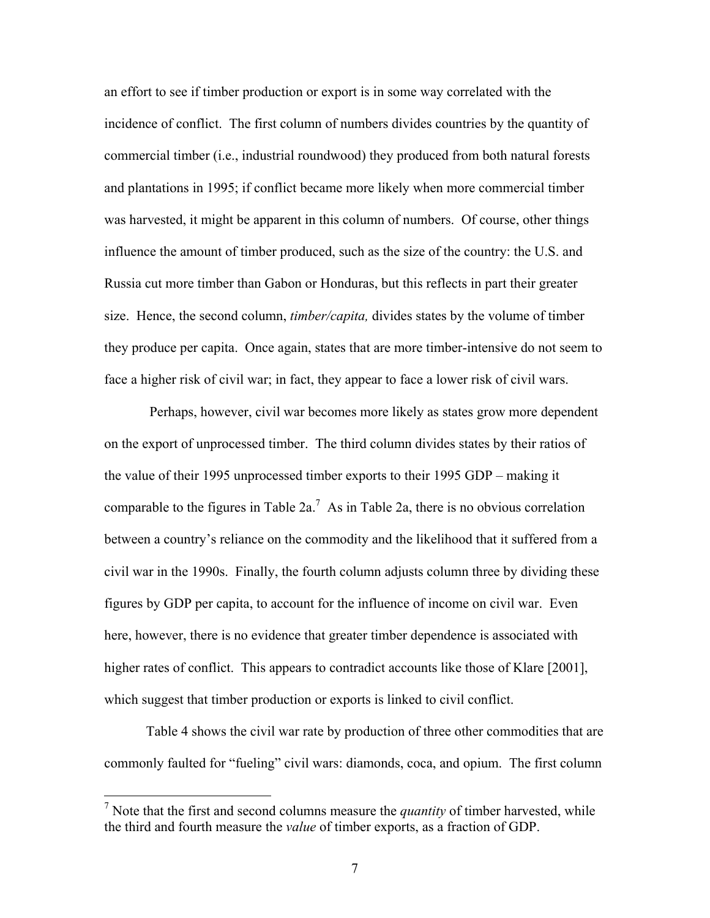an effort to see if timber production or export is in some way correlated with the incidence of conflict. The first column of numbers divides countries by the quantity of commercial timber (i.e., industrial roundwood) they produced from both natural forests and plantations in 1995; if conflict became more likely when more commercial timber was harvested, it might be apparent in this column of numbers. Of course, other things influence the amount of timber produced, such as the size of the country: the U.S. and Russia cut more timber than Gabon or Honduras, but this reflects in part their greater size. Hence, the second column, *timber/capita,* divides states by the volume of timber they produce per capita. Once again, states that are more timber-intensive do not seem to face a higher risk of civil war; in fact, they appear to face a lower risk of civil wars.

Perhaps, however, civil war becomes more likely as states grow more dependent on the export of unprocessed timber. The third column divides states by their ratios of the value of their 1995 unprocessed timber exports to their 1995 GDP – making it comparable to the figures in Table 2a.[7] As in Table 2a, there is no obvious correlation between a country's reliance on the commodity and the likelihood that it suffered from a civil war in the 1990s. Finally, the fourth column adjusts column three by dividing these figures by GDP per capita, to account for the influence of income on civil war. Even here, however, there is no evidence that greater timber dependence is associated with higher rates of conflict. This appears to contradict accounts like those of Klare [2001], which suggest that timber production or exports is linked to civil conflict.

Table 4 shows the civil war rate by production of three other commodities that are commonly faulted for "fueling" civil wars: diamonds, coca, and opium. The first column

[7] Note that the first and second columns measure the *quantity* of timber harvested, while the third and fourth measure the *value* of timber exports, as a fraction of GDP.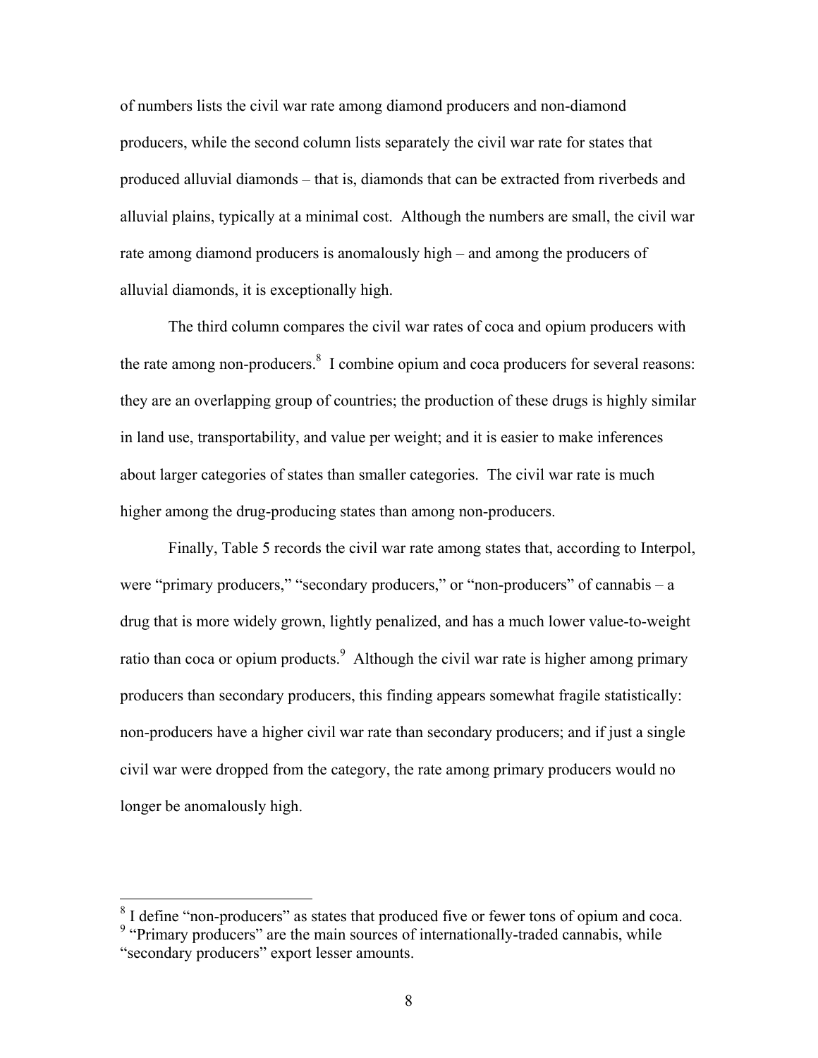of numbers lists the civil war rate among diamond producers and non-diamond producers, while the second column lists separately the civil war rate for states that produced alluvial diamonds – that is, diamonds that can be extracted from riverbeds and alluvial plains, typically at a minimal cost. Although the numbers are small, the civil war rate among diamond producers is anomalously high – and among the producers of alluvial diamonds, it is exceptionally high.

The third column compares the civil war rates of coca and opium producers with the rate among non-producers.[8] I combine opium and coca producers for several reasons: they are an overlapping group of countries; the production of these drugs is highly similar in land use, transportability, and value per weight; and it is easier to make inferences about larger categories of states than smaller categories. The civil war rate is much higher among the drug-producing states than among non-producers.

Finally, Table 5 records the civil war rate among states that, according to Interpol, were "primary producers," "secondary producers," or "non-producers" of cannabis – a drug that is more widely grown, lightly penalized, and has a much lower value-to-weight ratio than coca or opium products.[9] Although the civil war rate is higher among primary producers than secondary producers, this finding appears somewhat fragile statistically: non-producers have a higher civil war rate than secondary producers; and if just a single civil war were dropped from the category, the rate among primary producers would no longer be anomalously high.

---

[8] I define "non-producers" as states that produced five or fewer tons of opium and coca.

[9] "Primary producers" are the main sources of internationally-traded cannabis, while "secondary producers" export lesser amounts.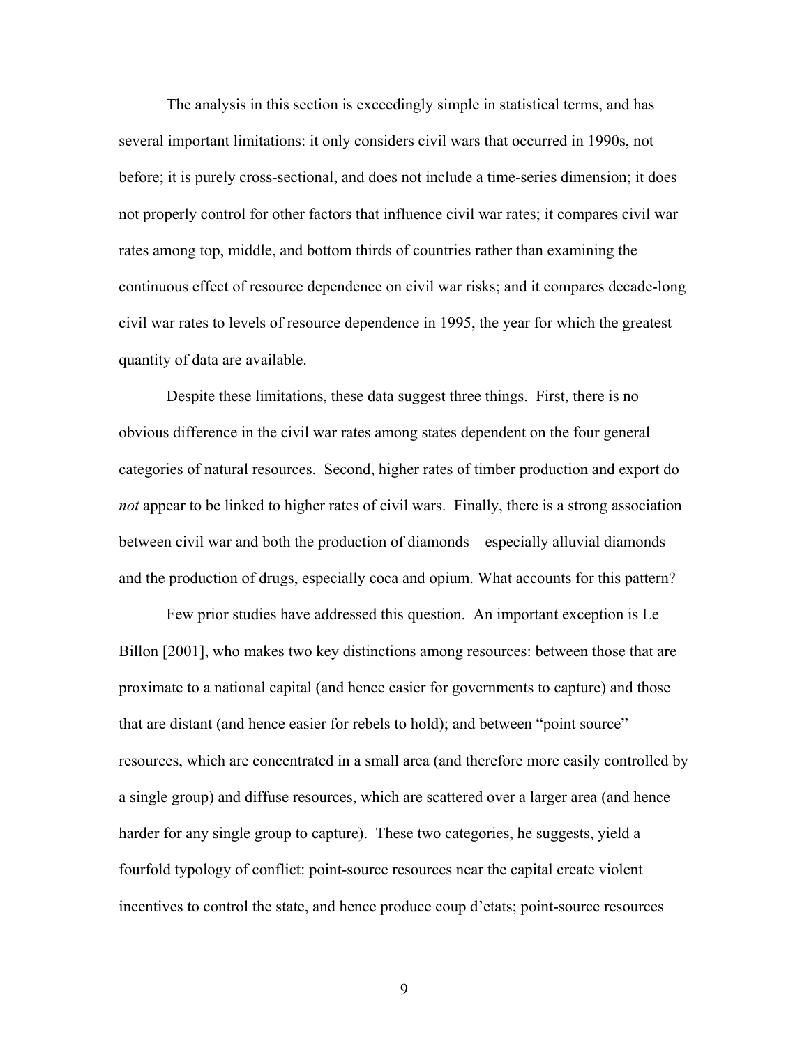The analysis in this section is exceedingly simple in statistical terms, and has several important limitations: it only considers civil wars that occurred in 1990s, not before; it is purely cross-sectional, and does not include a time-series dimension; it does not properly control for other factors that influence civil war rates; it compares civil war rates among top, middle, and bottom thirds of countries rather than examining the continuous effect of resource dependence on civil war risks; and it compares decade-long civil war rates to levels of resource dependence in 1995, the year for which the greatest quantity of data are available.

Despite these limitations, these data suggest three things. First, there is no obvious difference in the civil war rates among states dependent on the four general categories of natural resources. Second, higher rates of timber production and export do *not* appear to be linked to higher rates of civil wars. Finally, there is a strong association between civil war and both the production of diamonds – especially alluvial diamonds – and the production of drugs, especially coca and opium. What accounts for this pattern?

Few prior studies have addressed this question. An important exception is Le Billon [2001], who makes two key distinctions among resources: between those that are proximate to a national capital (and hence easier for governments to capture) and those that are distant (and hence easier for rebels to hold); and between "point source" resources, which are concentrated in a small area (and therefore more easily controlled by a single group) and diffuse resources, which are scattered over a larger area (and hence harder for any single group to capture). These two categories, he suggests, yield a fourfold typology of conflict: point-source resources near the capital create violent incentives to control the state, and hence produce coup d'etats; point-source resources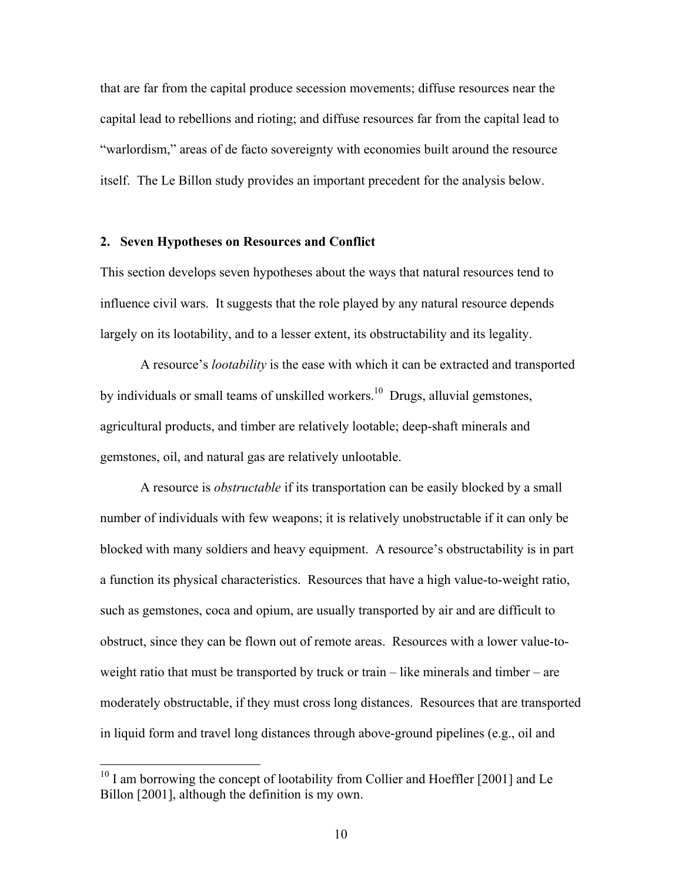that are far from the capital produce secession movements; diffuse resources near the capital lead to rebellions and rioting; and diffuse resources far from the capital lead to "warlordism," areas of de facto sovereignty with economies built around the resource itself. The Le Billon study provides an important precedent for the analysis below.

## 2. Seven Hypotheses on Resources and Conflict

This section develops seven hypotheses about the ways that natural resources tend to influence civil wars. It suggests that the role played by any natural resource depends largely on its lootability, and to a lesser extent, its obstructability and its legality.

A resource's *lootability* is the ease with which it can be extracted and transported by individuals or small teams of unskilled workers.[10] Drugs, alluvial gemstones, agricultural products, and timber are relatively lootable; deep-shaft minerals and gemstones, oil, and natural gas are relatively unlootable.

A resource is *obstructable* if its transportation can be easily blocked by a small number of individuals with few weapons; it is relatively unobstructable if it can only be blocked with many soldiers and heavy equipment. A resource's obstructability is in part a function its physical characteristics. Resources that have a high value-to-weight ratio, such as gemstones, coca and opium, are usually transported by air and are difficult to obstruct, since they can be flown out of remote areas. Resources with a lower value-to-weight ratio that must be transported by truck or train – like minerals and timber – are moderately obstructable, if they must cross long distances. Resources that are transported in liquid form and travel long distances through above-ground pipelines (e.g., oil and

[10] I am borrowing the concept of lootability from Collier and Hoeffler [2001] and Le Billon [2001], although the definition is my own.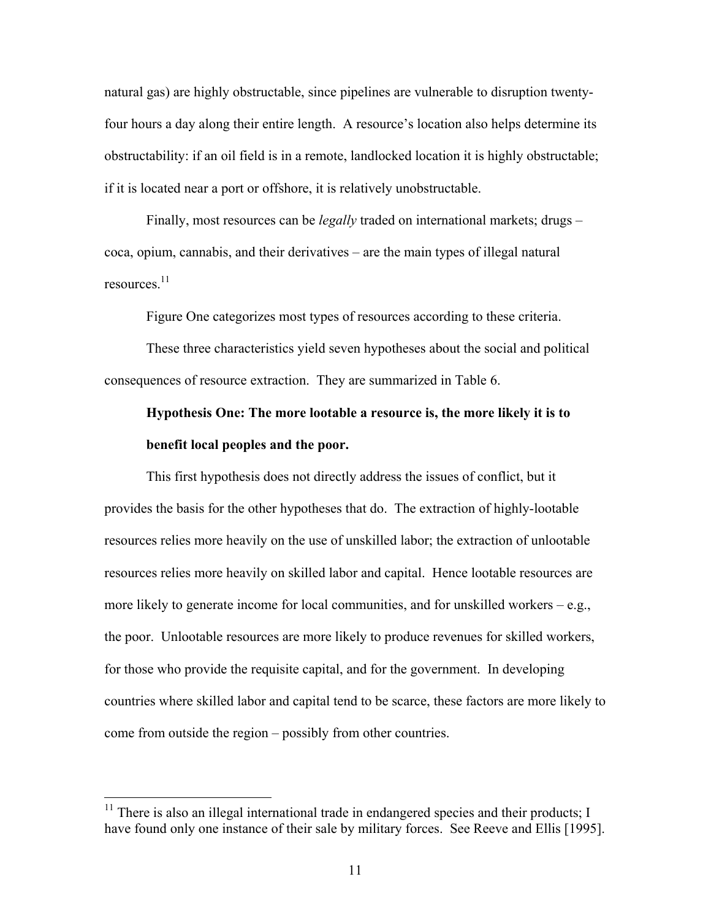natural gas) are highly obstructable, since pipelines are vulnerable to disruption twenty-four hours a day along their entire length. A resource's location also helps determine its obstructability: if an oil field is in a remote, landlocked location it is highly obstructable; if it is located near a port or offshore, it is relatively unobstructable.

Finally, most resources can be *legally* traded on international markets; drugs – coca, opium, cannabis, and their derivatives – are the main types of illegal natural resources.[11]

Figure One categorizes most types of resources according to these criteria.

These three characteristics yield seven hypotheses about the social and political consequences of resource extraction. They are summarized in Table 6.

**Hypothesis One: The more lootable a resource is, the more likely it is to benefit local peoples and the poor.**

This first hypothesis does not directly address the issues of conflict, but it provides the basis for the other hypotheses that do. The extraction of highly-lootable resources relies more heavily on the use of unskilled labor; the extraction of unlootable resources relies more heavily on skilled labor and capital. Hence lootable resources are more likely to generate income for local communities, and for unskilled workers – e.g., the poor. Unlootable resources are more likely to produce revenues for skilled workers, for those who provide the requisite capital, and for the government. In developing countries where skilled labor and capital tend to be scarce, these factors are more likely to come from outside the region – possibly from other countries.

[11] There is also an illegal international trade in endangered species and their products; I have found only one instance of their sale by military forces. See Reeve and Ellis [1995].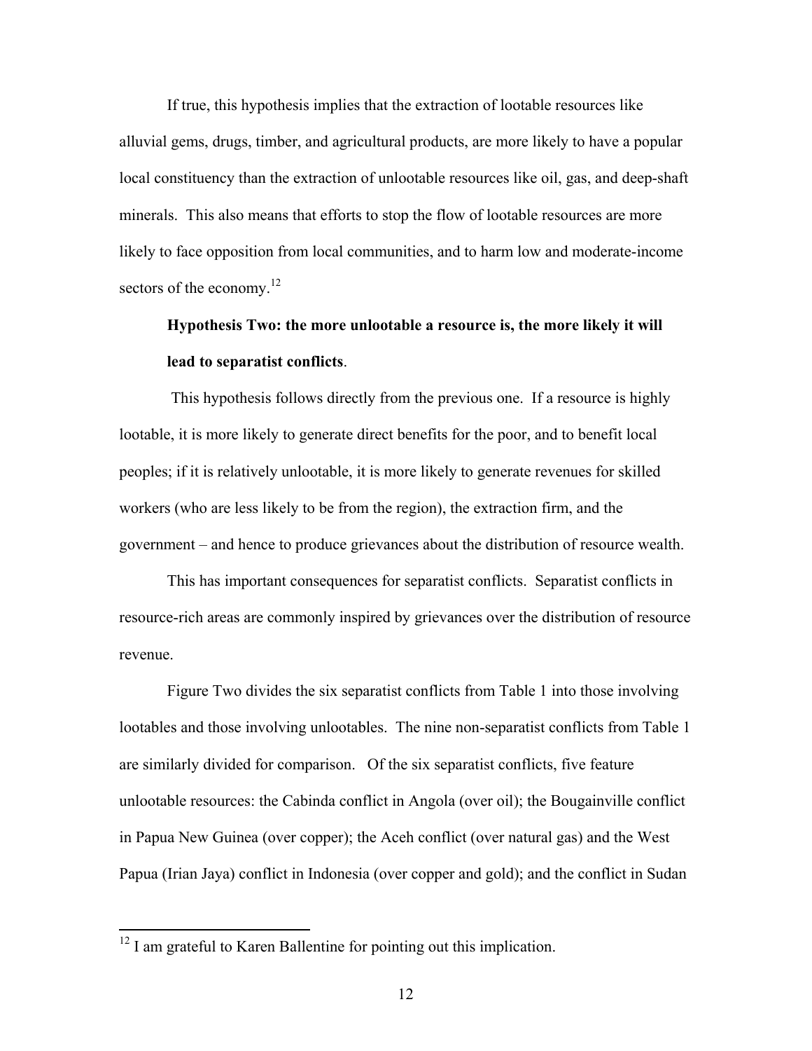If true, this hypothesis implies that the extraction of lootable resources like alluvial gems, drugs, timber, and agricultural products, are more likely to have a popular local constituency than the extraction of unlootable resources like oil, gas, and deep-shaft minerals. This also means that efforts to stop the flow of lootable resources are more likely to face opposition from local communities, and to harm low and moderate-income sectors of the economy.[12]

**Hypothesis Two: the more unlootable a resource is, the more likely it will lead to separatist conflicts**.

This hypothesis follows directly from the previous one. If a resource is highly lootable, it is more likely to generate direct benefits for the poor, and to benefit local peoples; if it is relatively unlootable, it is more likely to generate revenues for skilled workers (who are less likely to be from the region), the extraction firm, and the government – and hence to produce grievances about the distribution of resource wealth.

This has important consequences for separatist conflicts. Separatist conflicts in resource-rich areas are commonly inspired by grievances over the distribution of resource revenue.

Figure Two divides the six separatist conflicts from Table 1 into those involving lootables and those involving unlootables. The nine non-separatist conflicts from Table 1 are similarly divided for comparison. Of the six separatist conflicts, five feature unlootable resources: the Cabinda conflict in Angola (over oil); the Bougainville conflict in Papua New Guinea (over copper); the Aceh conflict (over natural gas) and the West Papua (Irian Jaya) conflict in Indonesia (over copper and gold); and the conflict in Sudan

[12] I am grateful to Karen Ballentine for pointing out this implication.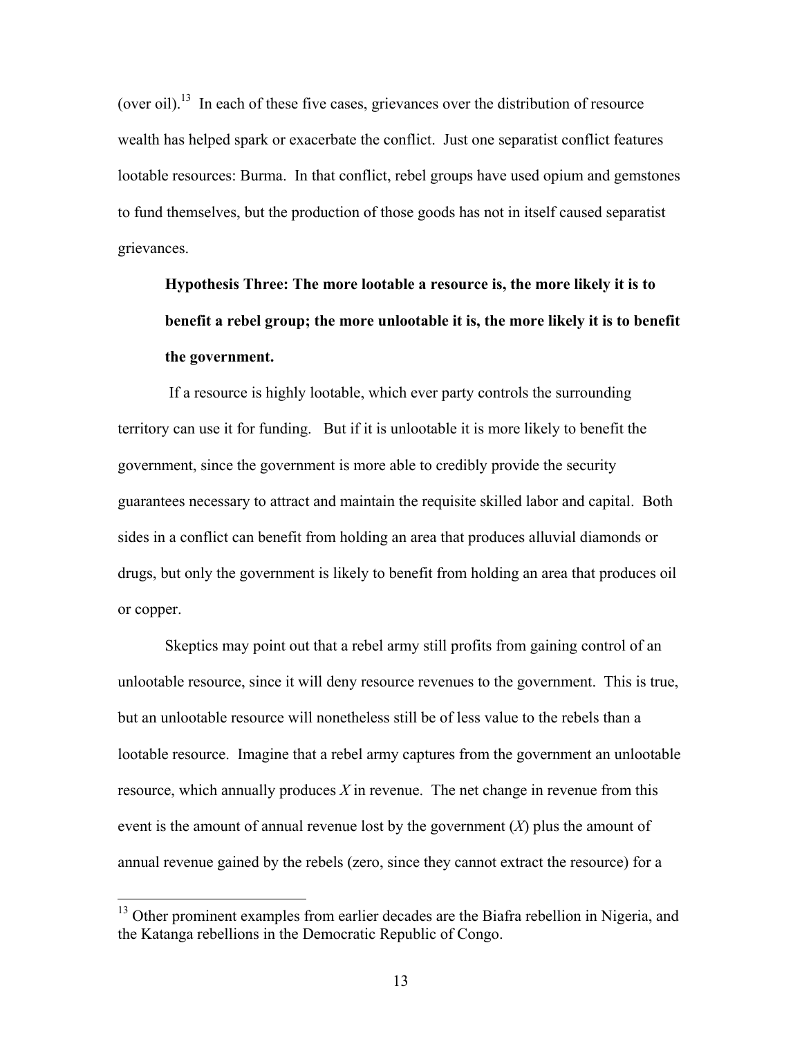(over oil).[13] In each of these five cases, grievances over the distribution of resource wealth has helped spark or exacerbate the conflict. Just one separatist conflict features lootable resources: Burma. In that conflict, rebel groups have used opium and gemstones to fund themselves, but the production of those goods has not in itself caused separatist grievances.

> **Hypothesis Three: The more lootable a resource is, the more likely it is to benefit a rebel group; the more unlootable it is, the more likely it is to benefit the government.**

If a resource is highly lootable, which ever party controls the surrounding territory can use it for funding. But if it is unlootable it is more likely to benefit the government, since the government is more able to credibly provide the security guarantees necessary to attract and maintain the requisite skilled labor and capital. Both sides in a conflict can benefit from holding an area that produces alluvial diamonds or drugs, but only the government is likely to benefit from holding an area that produces oil or copper.

Skeptics may point out that a rebel army still profits from gaining control of an unlootable resource, since it will deny resource revenues to the government. This is true, but an unlootable resource will nonetheless still be of less value to the rebels than a lootable resource. Imagine that a rebel army captures from the government an unlootable resource, which annually produces $X$ in revenue. The net change in revenue from this event is the amount of annual revenue lost by the government ($X$) plus the amount of annual revenue gained by the rebels (zero, since they cannot extract the resource) for a

---

[13] Other prominent examples from earlier decades are the Biafra rebellion in Nigeria, and the Katanga rebellions in the Democratic Republic of Congo.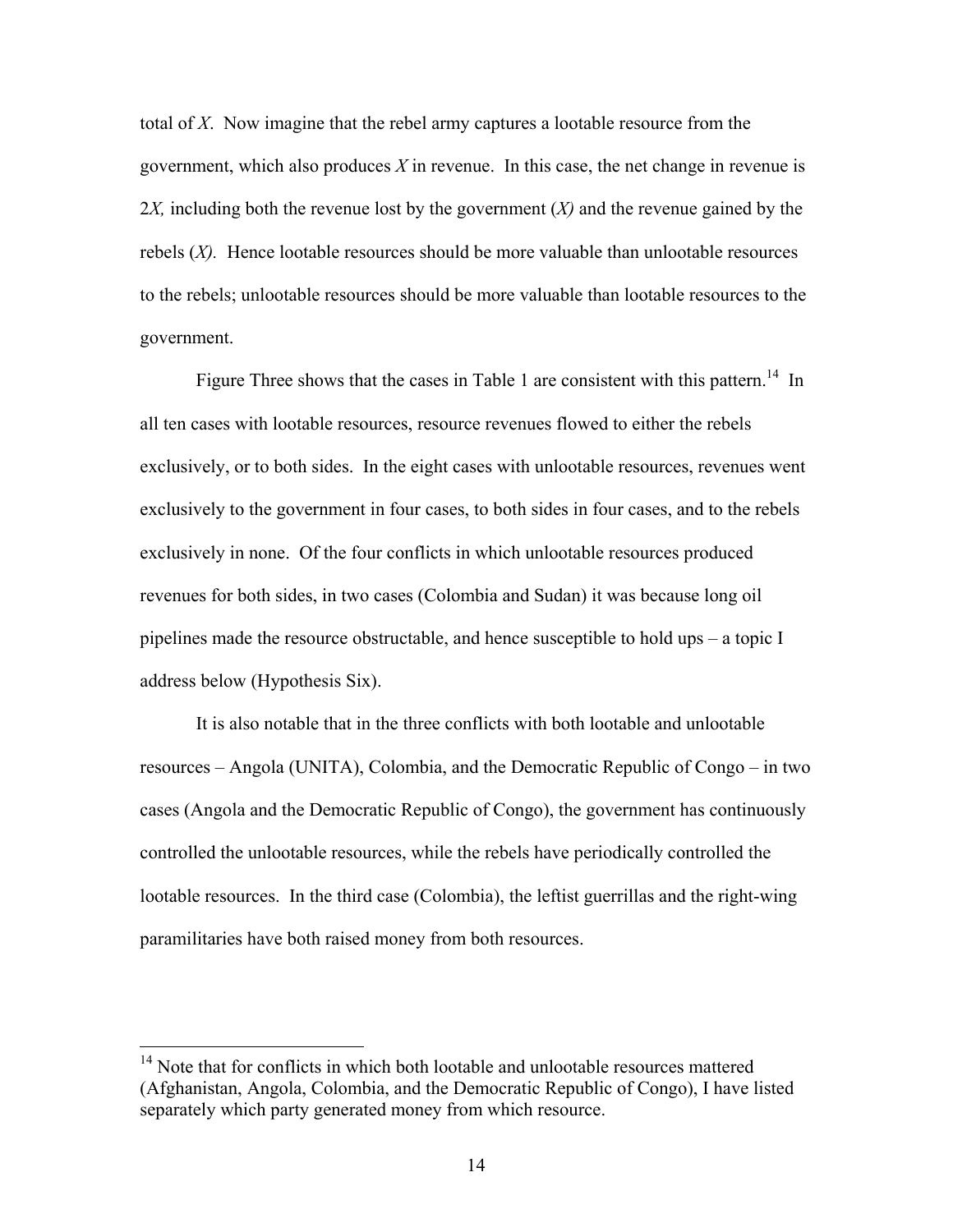total of *X*. Now imagine that the rebel army captures a lootable resource from the government, which also produces *X* in revenue. In this case, the net change in revenue is 2*X,* including both the revenue lost by the government (*X)* and the revenue gained by the rebels (*X)*. Hence lootable resources should be more valuable than unlootable resources to the rebels; unlootable resources should be more valuable than lootable resources to the government.

Figure Three shows that the cases in Table 1 are consistent with this pattern.[14] In all ten cases with lootable resources, resource revenues flowed to either the rebels exclusively, or to both sides. In the eight cases with unlootable resources, revenues went exclusively to the government in four cases, to both sides in four cases, and to the rebels exclusively in none. Of the four conflicts in which unlootable resources produced revenues for both sides, in two cases (Colombia and Sudan) it was because long oil pipelines made the resource obstructable, and hence susceptible to hold ups – a topic I address below (Hypothesis Six).

It is also notable that in the three conflicts with both lootable and unlootable resources – Angola (UNITA), Colombia, and the Democratic Republic of Congo – in two cases (Angola and the Democratic Republic of Congo), the government has continuously controlled the unlootable resources, while the rebels have periodically controlled the lootable resources. In the third case (Colombia), the leftist guerrillas and the right-wing paramilitaries have both raised money from both resources.

---

[14] Note that for conflicts in which both lootable and unlootable resources mattered (Afghanistan, Angola, Colombia, and the Democratic Republic of Congo), I have listed separately which party generated money from which resource.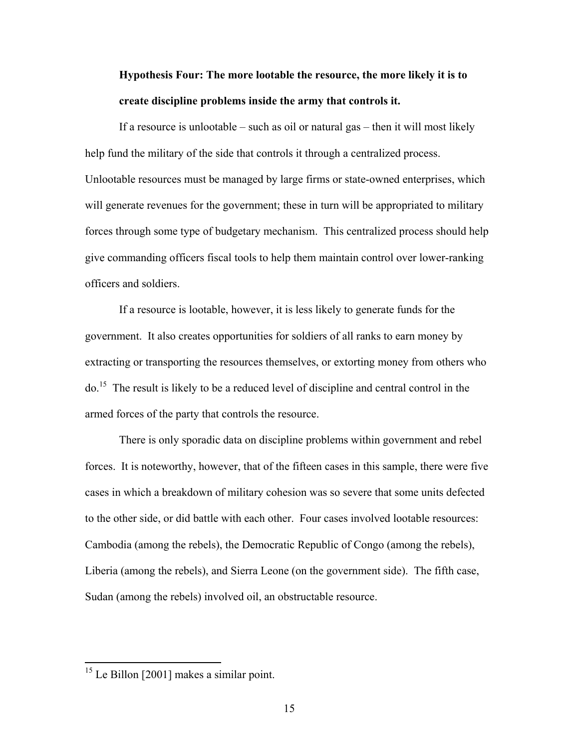**Hypothesis Four: The more lootable the resource, the more likely it is to create discipline problems inside the army that controls it.**

If a resource is unlootable – such as oil or natural gas – then it will most likely help fund the military of the side that controls it through a centralized process. Unlootable resources must be managed by large firms or state-owned enterprises, which will generate revenues for the government; these in turn will be appropriated to military forces through some type of budgetary mechanism. This centralized process should help give commanding officers fiscal tools to help them maintain control over lower-ranking officers and soldiers.

If a resource is lootable, however, it is less likely to generate funds for the government. It also creates opportunities for soldiers of all ranks to earn money by extracting or transporting the resources themselves, or extorting money from others who do.[15] The result is likely to be a reduced level of discipline and central control in the armed forces of the party that controls the resource.

There is only sporadic data on discipline problems within government and rebel forces. It is noteworthy, however, that of the fifteen cases in this sample, there were five cases in which a breakdown of military cohesion was so severe that some units defected to the other side, or did battle with each other. Four cases involved lootable resources: Cambodia (among the rebels), the Democratic Republic of Congo (among the rebels), Liberia (among the rebels), and Sierra Leone (on the government side). The fifth case, Sudan (among the rebels) involved oil, an obstructable resource.

---

[15] Le Billon [2001] makes a similar point.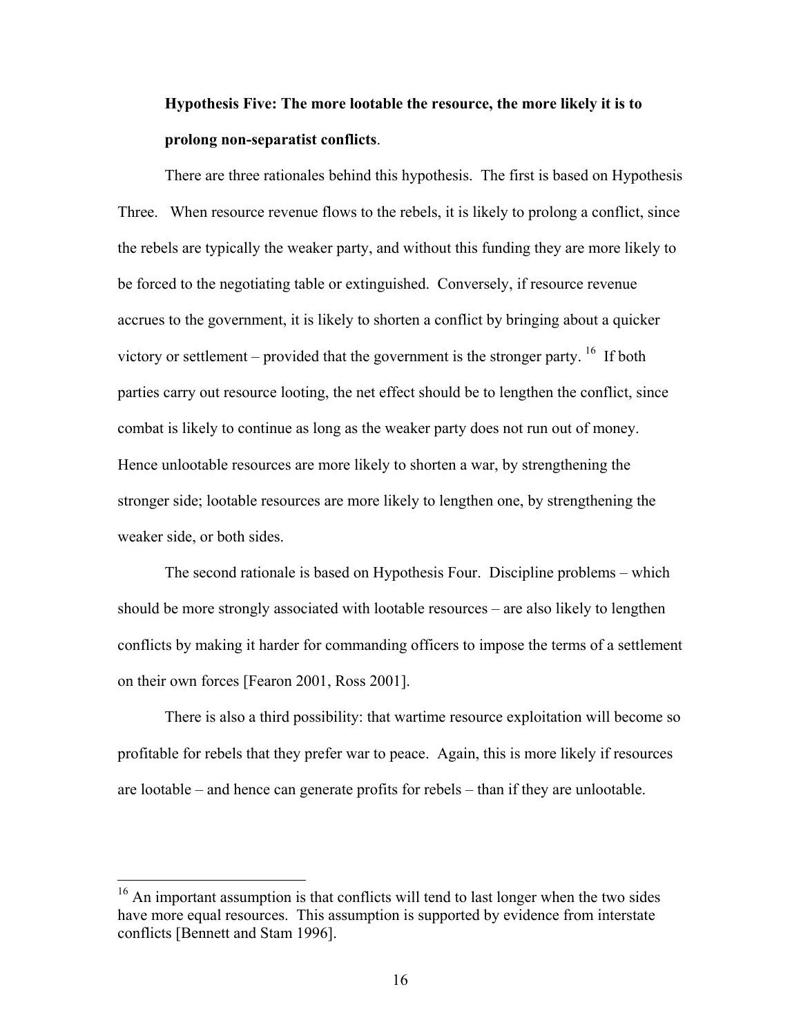**Hypothesis Five: The more lootable the resource, the more likely it is to prolong non-separatist conflicts**.

There are three rationales behind this hypothesis. The first is based on Hypothesis Three. When resource revenue flows to the rebels, it is likely to prolong a conflict, since the rebels are typically the weaker party, and without this funding they are more likely to be forced to the negotiating table or extinguished. Conversely, if resource revenue accrues to the government, it is likely to shorten a conflict by bringing about a quicker victory or settlement – provided that the government is the stronger party. [16] If both parties carry out resource looting, the net effect should be to lengthen the conflict, since combat is likely to continue as long as the weaker party does not run out of money. Hence unlootable resources are more likely to shorten a war, by strengthening the stronger side; lootable resources are more likely to lengthen one, by strengthening the weaker side, or both sides.

The second rationale is based on Hypothesis Four. Discipline problems – which should be more strongly associated with lootable resources – are also likely to lengthen conflicts by making it harder for commanding officers to impose the terms of a settlement on their own forces [Fearon 2001, Ross 2001].

There is also a third possibility: that wartime resource exploitation will become so profitable for rebels that they prefer war to peace. Again, this is more likely if resources are lootable – and hence can generate profits for rebels – than if they are unlootable.

---

[16] An important assumption is that conflicts will tend to last longer when the two sides have more equal resources. This assumption is supported by evidence from interstate conflicts [Bennett and Stam 1996].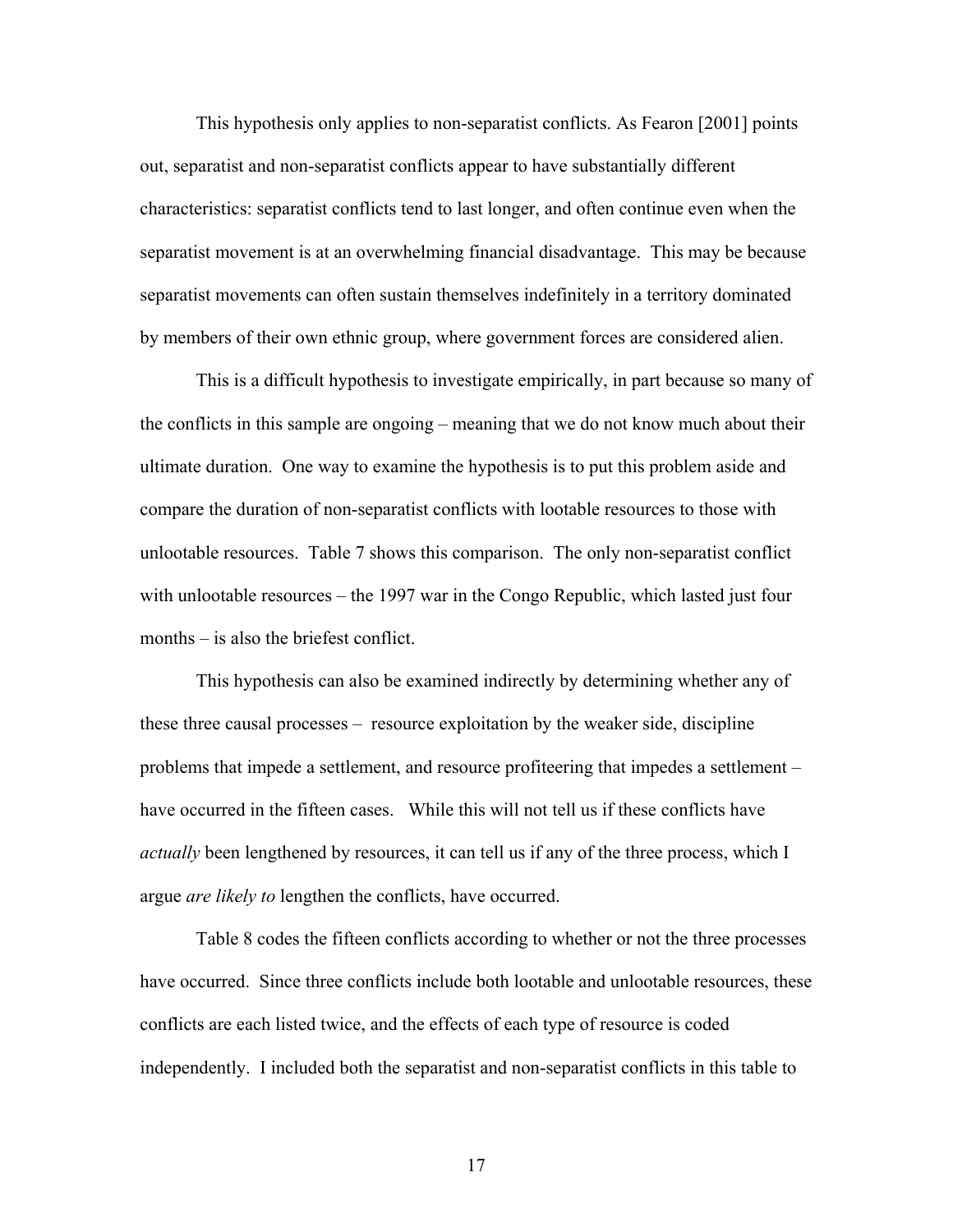This hypothesis only applies to non-separatist conflicts. As Fearon [2001] points out, separatist and non-separatist conflicts appear to have substantially different characteristics: separatist conflicts tend to last longer, and often continue even when the separatist movement is at an overwhelming financial disadvantage. This may be because separatist movements can often sustain themselves indefinitely in a territory dominated by members of their own ethnic group, where government forces are considered alien.

This is a difficult hypothesis to investigate empirically, in part because so many of the conflicts in this sample are ongoing – meaning that we do not know much about their ultimate duration. One way to examine the hypothesis is to put this problem aside and compare the duration of non-separatist conflicts with lootable resources to those with unlootable resources. Table 7 shows this comparison. The only non-separatist conflict with unlootable resources – the 1997 war in the Congo Republic, which lasted just four months – is also the briefest conflict.

This hypothesis can also be examined indirectly by determining whether any of these three causal processes – resource exploitation by the weaker side, discipline problems that impede a settlement, and resource profiteering that impedes a settlement – have occurred in the fifteen cases. While this will not tell us if these conflicts have *actually* been lengthened by resources, it can tell us if any of the three process, which I argue *are likely to* lengthen the conflicts, have occurred.

Table 8 codes the fifteen conflicts according to whether or not the three processes have occurred. Since three conflicts include both lootable and unlootable resources, these conflicts are each listed twice, and the effects of each type of resource is coded independently. I included both the separatist and non-separatist conflicts in this table to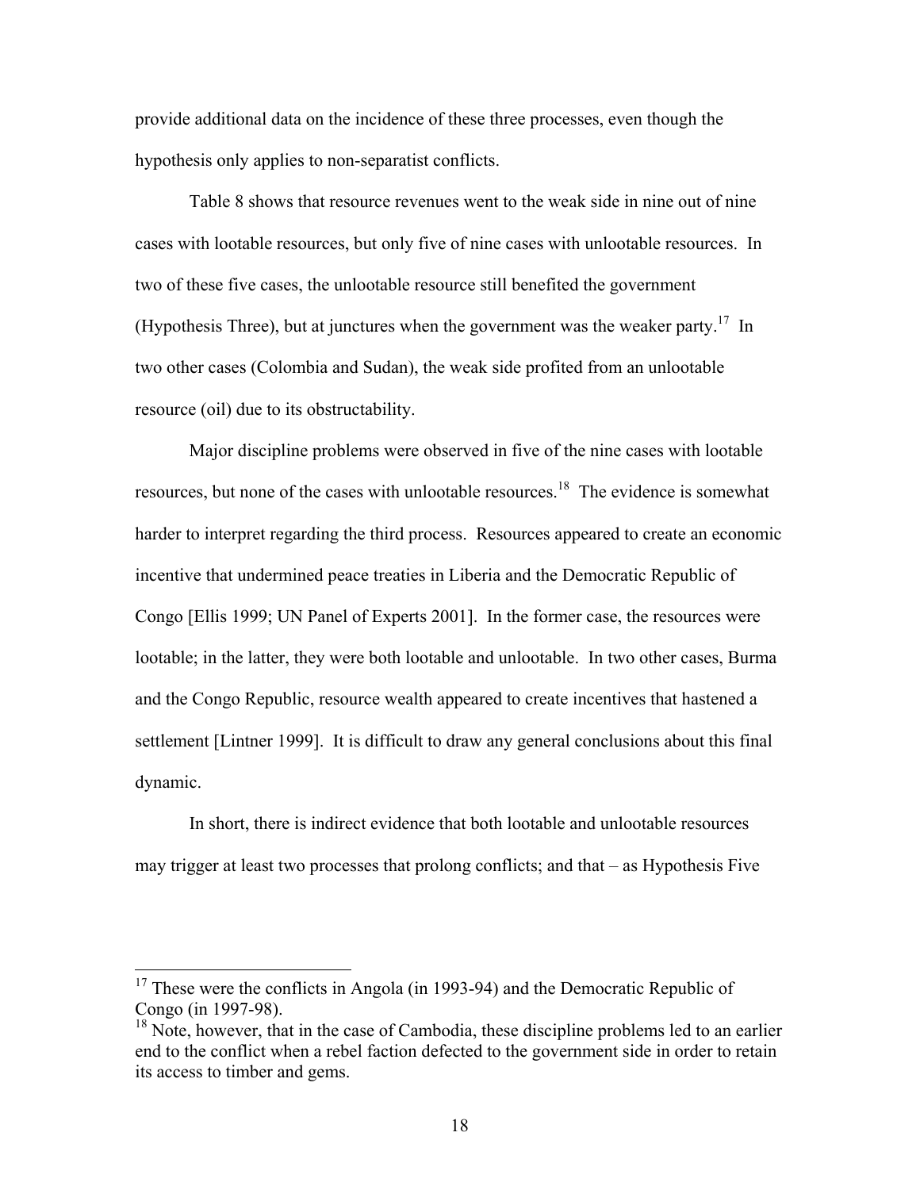provide additional data on the incidence of these three processes, even though the hypothesis only applies to non-separatist conflicts.

Table 8 shows that resource revenues went to the weak side in nine out of nine cases with lootable resources, but only five of nine cases with unlootable resources. In two of these five cases, the unlootable resource still benefited the government (Hypothesis Three), but at junctures when the government was the weaker party.[17] In two other cases (Colombia and Sudan), the weak side profited from an unlootable resource (oil) due to its obstructability.

Major discipline problems were observed in five of the nine cases with lootable resources, but none of the cases with unlootable resources.[18] The evidence is somewhat harder to interpret regarding the third process. Resources appeared to create an economic incentive that undermined peace treaties in Liberia and the Democratic Republic of Congo [Ellis 1999; UN Panel of Experts 2001]. In the former case, the resources were lootable; in the latter, they were both lootable and unlootable. In two other cases, Burma and the Congo Republic, resource wealth appeared to create incentives that hastened a settlement [Lintner 1999]. It is difficult to draw any general conclusions about this final dynamic.

In short, there is indirect evidence that both lootable and unlootable resources may trigger at least two processes that prolong conflicts; and that – as Hypothesis Five

---

[17] These were the conflicts in Angola (in 1993-94) and the Democratic Republic of Congo (in 1997-98).

[18] Note, however, that in the case of Cambodia, these discipline problems led to an earlier end to the conflict when a rebel faction defected to the government side in order to retain its access to timber and gems.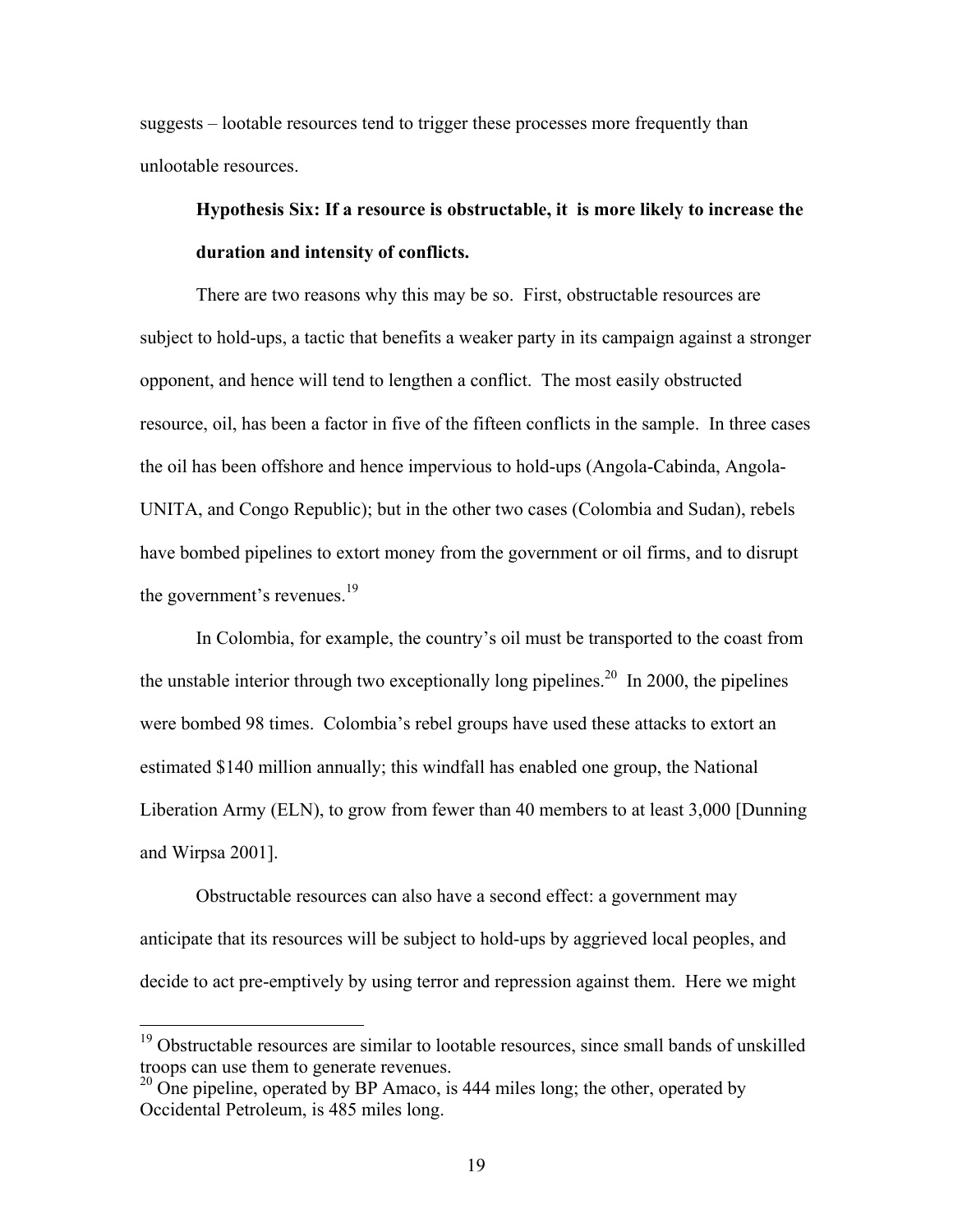suggests – lootable resources tend to trigger these processes more frequently than unlootable resources.

**Hypothesis Six: If a resource is obstructable, it is more likely to increase the duration and intensity of conflicts.**

There are two reasons why this may be so. First, obstructable resources are subject to hold-ups, a tactic that benefits a weaker party in its campaign against a stronger opponent, and hence will tend to lengthen a conflict. The most easily obstructed resource, oil, has been a factor in five of the fifteen conflicts in the sample. In three cases the oil has been offshore and hence impervious to hold-ups (Angola-Cabinda, Angola-UNITA, and Congo Republic); but in the other two cases (Colombia and Sudan), rebels have bombed pipelines to extort money from the government or oil firms, and to disrupt the government's revenues.[19]

In Colombia, for example, the country's oil must be transported to the coast from the unstable interior through two exceptionally long pipelines.[20] In 2000, the pipelines were bombed 98 times. Colombia's rebel groups have used these attacks to extort an estimated $140 million annually; this windfall has enabled one group, the National Liberation Army (ELN), to grow from fewer than 40 members to at least 3,000 [Dunning and Wirpsa 2001].

Obstructable resources can also have a second effect: a government may anticipate that its resources will be subject to hold-ups by aggrieved local peoples, and decide to act pre-emptively by using terror and repression against them. Here we might

---

[19] Obstructable resources are similar to lootable resources, since small bands of unskilled troops can use them to generate revenues.

[20] One pipeline, operated by BP Amaco, is 444 miles long; the other, operated by Occidental Petroleum, is 485 miles long.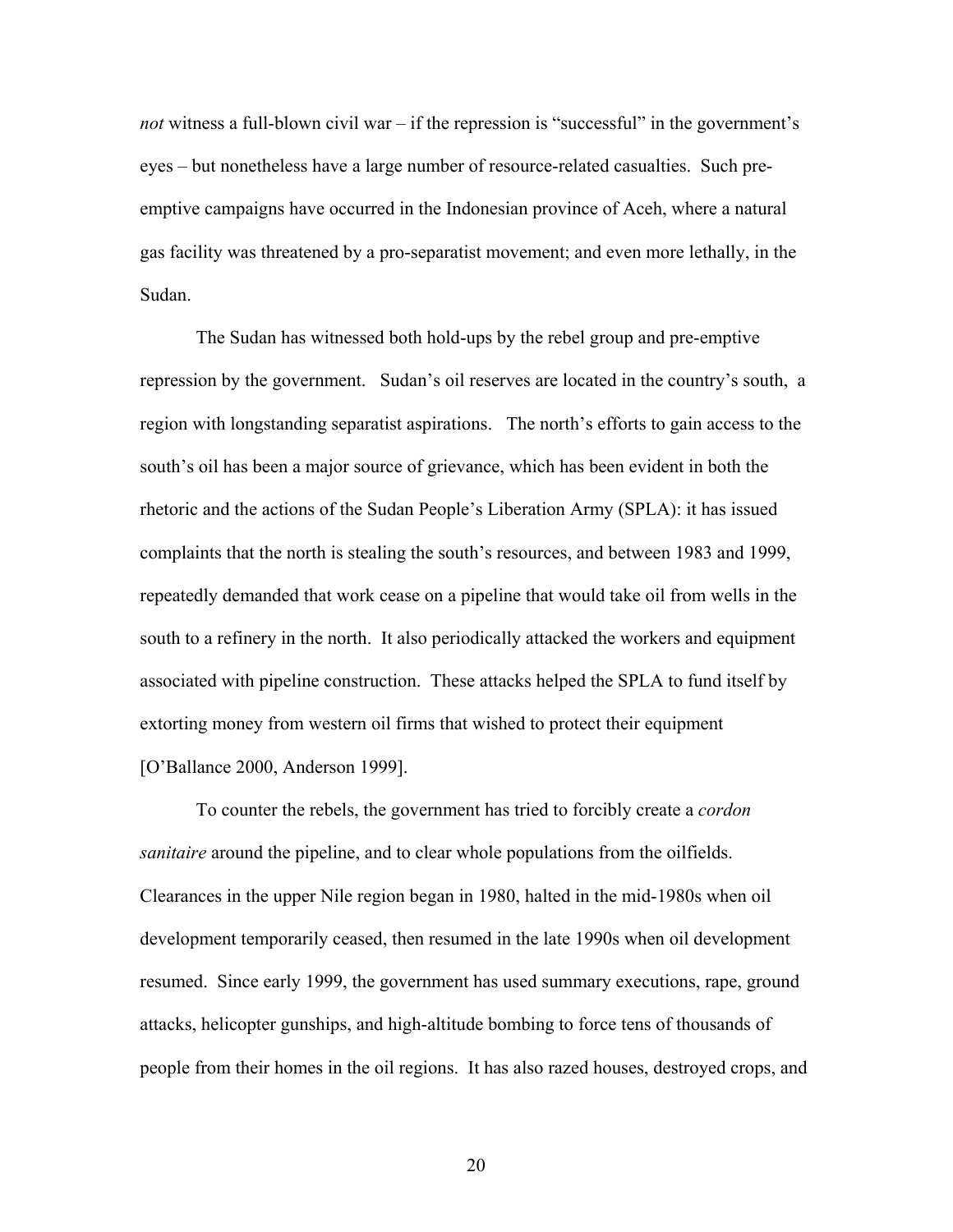*not* witness a full-blown civil war – if the repression is "successful" in the government's eyes – but nonetheless have a large number of resource-related casualties. Such pre-emptive campaigns have occurred in the Indonesian province of Aceh, where a natural gas facility was threatened by a pro-separatist movement; and even more lethally, in the Sudan.

The Sudan has witnessed both hold-ups by the rebel group and pre-emptive repression by the government. Sudan's oil reserves are located in the country's south, a region with longstanding separatist aspirations. The north's efforts to gain access to the south's oil has been a major source of grievance, which has been evident in both the rhetoric and the actions of the Sudan People's Liberation Army (SPLA): it has issued complaints that the north is stealing the south's resources, and between 1983 and 1999, repeatedly demanded that work cease on a pipeline that would take oil from wells in the south to a refinery in the north. It also periodically attacked the workers and equipment associated with pipeline construction. These attacks helped the SPLA to fund itself by extorting money from western oil firms that wished to protect their equipment [O'Ballance 2000, Anderson 1999].

To counter the rebels, the government has tried to forcibly create a *cordon sanitaire* around the pipeline, and to clear whole populations from the oilfields. Clearances in the upper Nile region began in 1980, halted in the mid-1980s when oil development temporarily ceased, then resumed in the late 1990s when oil development resumed. Since early 1999, the government has used summary executions, rape, ground attacks, helicopter gunships, and high-altitude bombing to force tens of thousands of people from their homes in the oil regions. It has also razed houses, destroyed crops, and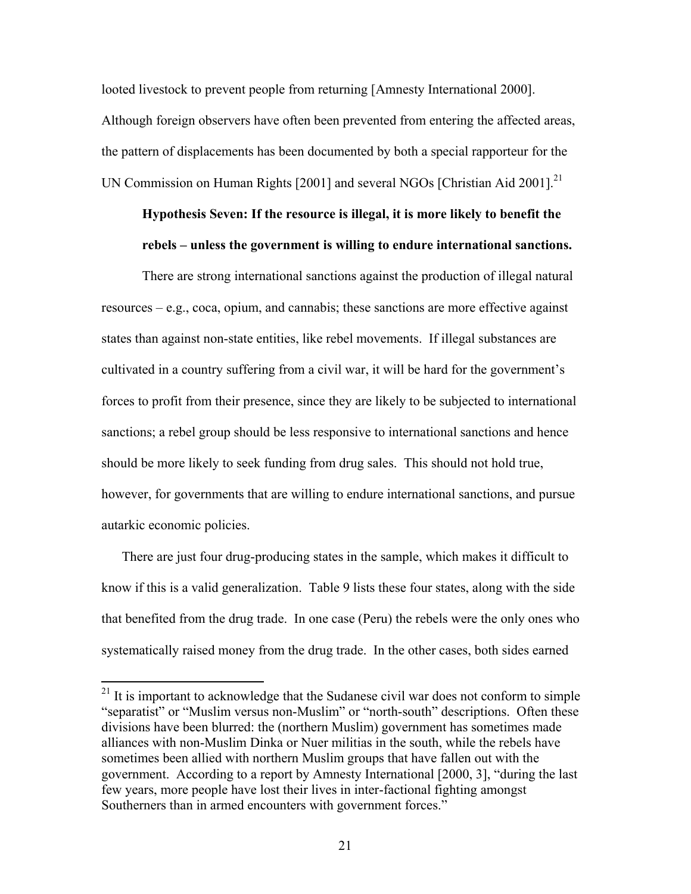looted livestock to prevent people from returning [Amnesty International 2000]. Although foreign observers have often been prevented from entering the affected areas, the pattern of displacements has been documented by both a special rapporteur for the UN Commission on Human Rights [2001] and several NGOs [Christian Aid 2001].[21]

**Hypothesis Seven: If the resource is illegal, it is more likely to benefit the rebels – unless the government is willing to endure international sanctions.**

There are strong international sanctions against the production of illegal natural resources – e.g., coca, opium, and cannabis; these sanctions are more effective against states than against non-state entities, like rebel movements. If illegal substances are cultivated in a country suffering from a civil war, it will be hard for the government's forces to profit from their presence, since they are likely to be subjected to international sanctions; a rebel group should be less responsive to international sanctions and hence should be more likely to seek funding from drug sales. This should not hold true, however, for governments that are willing to endure international sanctions, and pursue autarkic economic policies.

There are just four drug-producing states in the sample, which makes it difficult to know if this is a valid generalization. Table 9 lists these four states, along with the side that benefited from the drug trade. In one case (Peru) the rebels were the only ones who systematically raised money from the drug trade. In the other cases, both sides earned

[21] It is important to acknowledge that the Sudanese civil war does not conform to simple "separatist" or "Muslim versus non-Muslim" or "north-south" descriptions. Often these divisions have been blurred: the (northern Muslim) government has sometimes made alliances with non-Muslim Dinka or Nuer militias in the south, while the rebels have sometimes been allied with northern Muslim groups that have fallen out with the government. According to a report by Amnesty International [2000, 3], "during the last few years, more people have lost their lives in inter-factional fighting amongst Southerners than in armed encounters with government forces."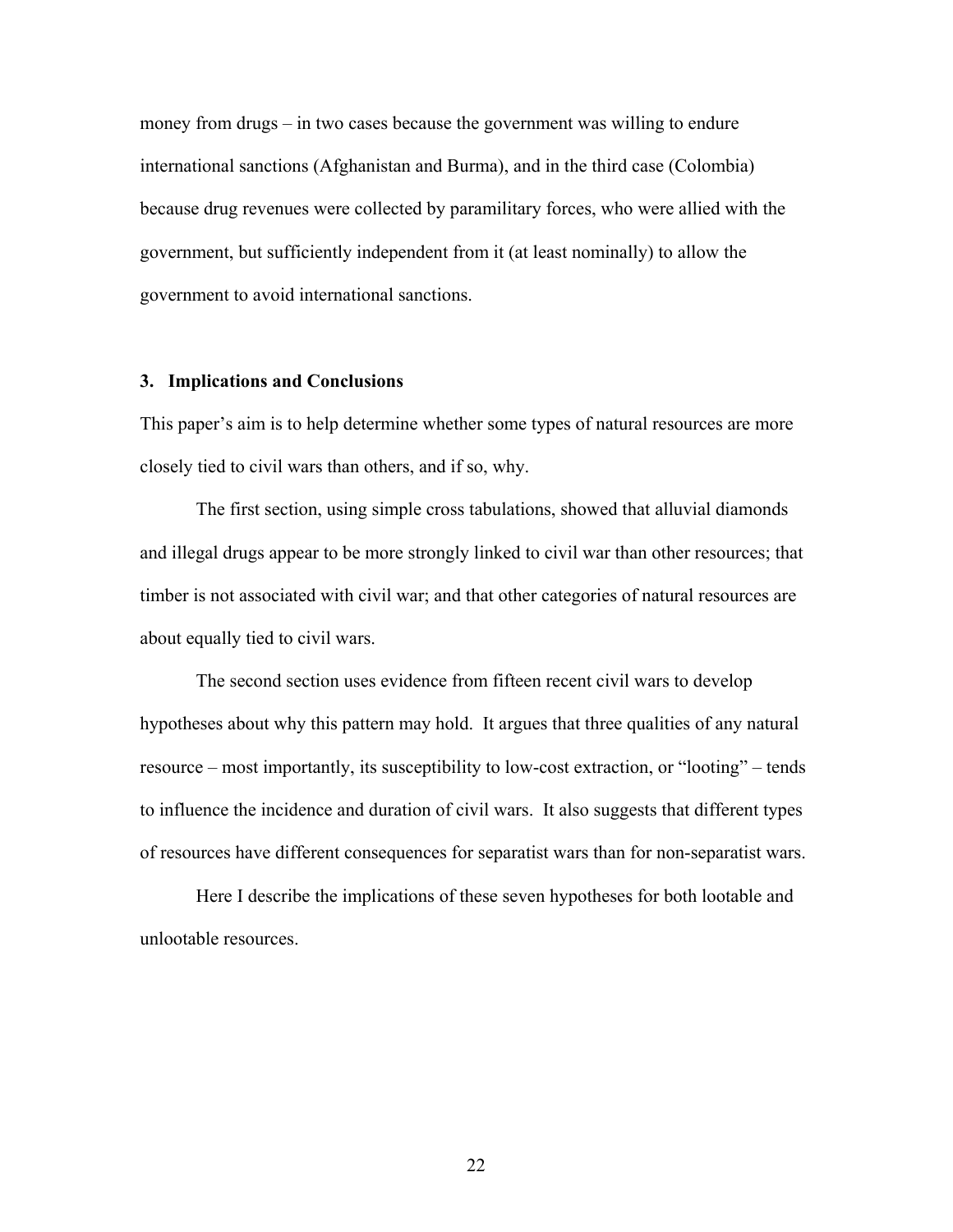money from drugs – in two cases because the government was willing to endure international sanctions (Afghanistan and Burma), and in the third case (Colombia) because drug revenues were collected by paramilitary forces, who were allied with the government, but sufficiently independent from it (at least nominally) to allow the government to avoid international sanctions.

## 3. Implications and Conclusions

This paper's aim is to help determine whether some types of natural resources are more closely tied to civil wars than others, and if so, why.

The first section, using simple cross tabulations, showed that alluvial diamonds and illegal drugs appear to be more strongly linked to civil war than other resources; that timber is not associated with civil war; and that other categories of natural resources are about equally tied to civil wars.

The second section uses evidence from fifteen recent civil wars to develop hypotheses about why this pattern may hold. It argues that three qualities of any natural resource – most importantly, its susceptibility to low-cost extraction, or "looting" – tends to influence the incidence and duration of civil wars. It also suggests that different types of resources have different consequences for separatist wars than for non-separatist wars.

Here I describe the implications of these seven hypotheses for both lootable and unlootable resources.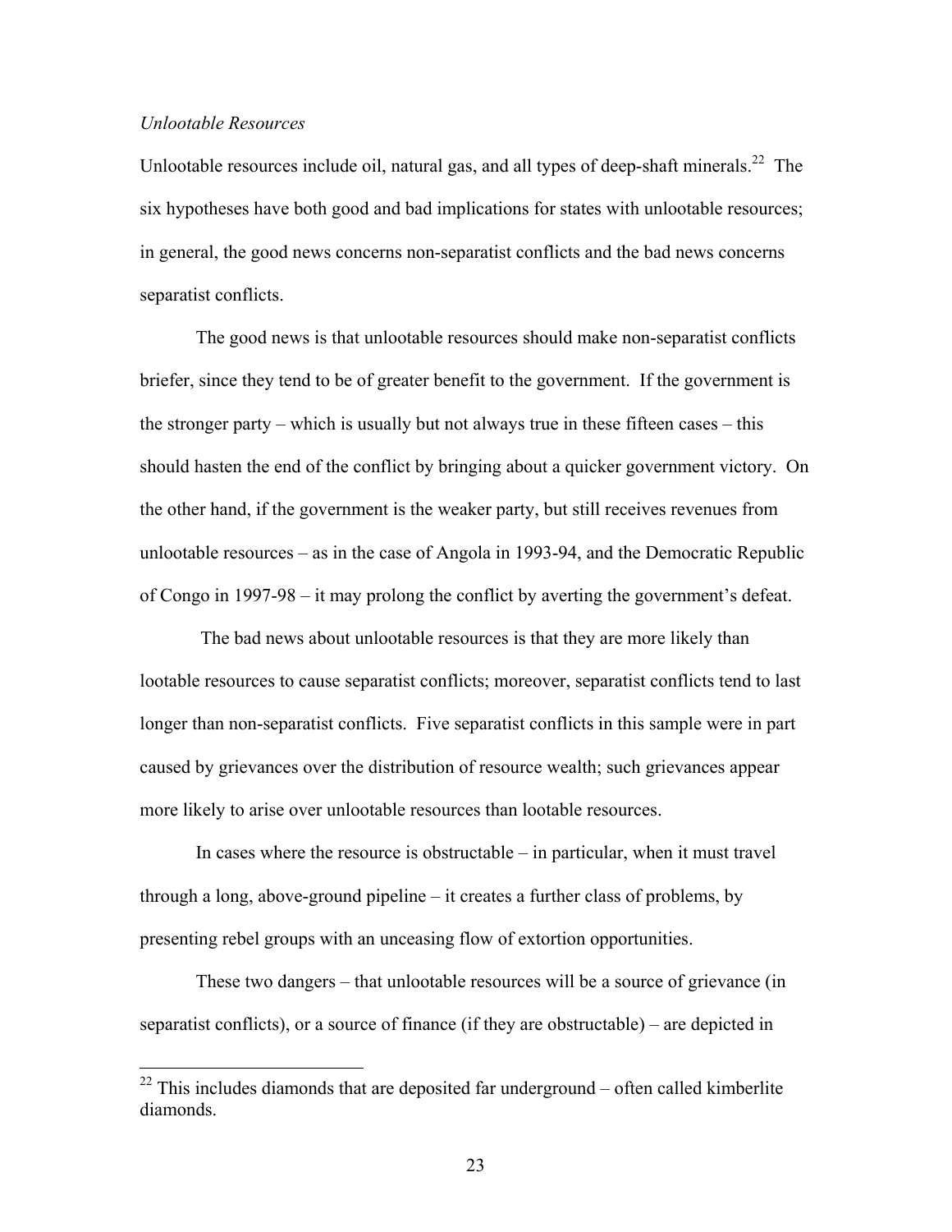*Unlootable Resources*

Unlootable resources include oil, natural gas, and all types of deep-shaft minerals.[22] The six hypotheses have both good and bad implications for states with unlootable resources; in general, the good news concerns non-separatist conflicts and the bad news concerns separatist conflicts.

The good news is that unlootable resources should make non-separatist conflicts briefer, since they tend to be of greater benefit to the government. If the government is the stronger party – which is usually but not always true in these fifteen cases – this should hasten the end of the conflict by bringing about a quicker government victory. On the other hand, if the government is the weaker party, but still receives revenues from unlootable resources – as in the case of Angola in 1993-94, and the Democratic Republic of Congo in 1997-98 – it may prolong the conflict by averting the government's defeat.

The bad news about unlootable resources is that they are more likely than lootable resources to cause separatist conflicts; moreover, separatist conflicts tend to last longer than non-separatist conflicts. Five separatist conflicts in this sample were in part caused by grievances over the distribution of resource wealth; such grievances appear more likely to arise over unlootable resources than lootable resources.

In cases where the resource is obstructable – in particular, when it must travel through a long, above-ground pipeline – it creates a further class of problems, by presenting rebel groups with an unceasing flow of extortion opportunities.

These two dangers – that unlootable resources will be a source of grievance (in separatist conflicts), or a source of finance (if they are obstructable) – are depicted in

[22] This includes diamonds that are deposited far underground – often called kimberlite diamonds.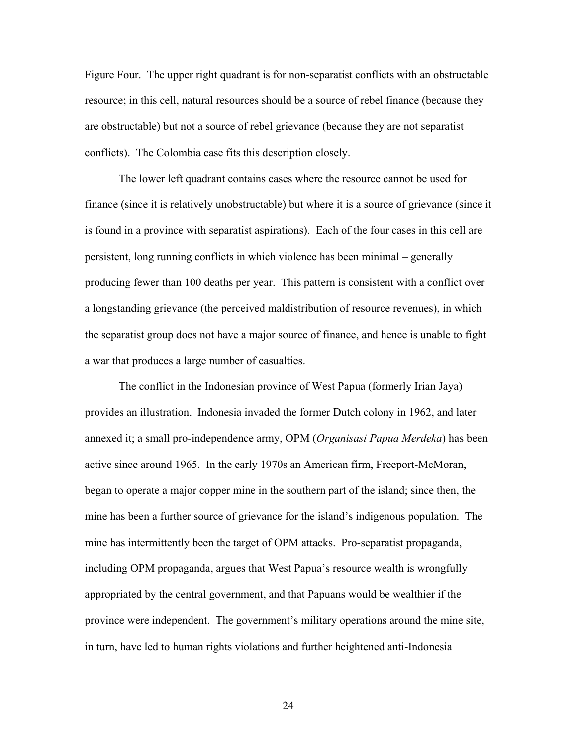Figure Four. The upper right quadrant is for non-separatist conflicts with an obstructable resource; in this cell, natural resources should be a source of rebel finance (because they are obstructable) but not a source of rebel grievance (because they are not separatist conflicts). The Colombia case fits this description closely.

The lower left quadrant contains cases where the resource cannot be used for finance (since it is relatively unobstructable) but where it is a source of grievance (since it is found in a province with separatist aspirations). Each of the four cases in this cell are persistent, long running conflicts in which violence has been minimal – generally producing fewer than 100 deaths per year. This pattern is consistent with a conflict over a longstanding grievance (the perceived maldistribution of resource revenues), in which the separatist group does not have a major source of finance, and hence is unable to fight a war that produces a large number of casualties.

The conflict in the Indonesian province of West Papua (formerly Irian Jaya) provides an illustration. Indonesia invaded the former Dutch colony in 1962, and later annexed it; a small pro-independence army, OPM (*Organisasi Papua Merdeka*) has been active since around 1965. In the early 1970s an American firm, Freeport-McMoran, began to operate a major copper mine in the southern part of the island; since then, the mine has been a further source of grievance for the island's indigenous population. The mine has intermittently been the target of OPM attacks. Pro-separatist propaganda, including OPM propaganda, argues that West Papua's resource wealth is wrongfully appropriated by the central government, and that Papuans would be wealthier if the province were independent. The government's military operations around the mine site, in turn, have led to human rights violations and further heightened anti-Indonesia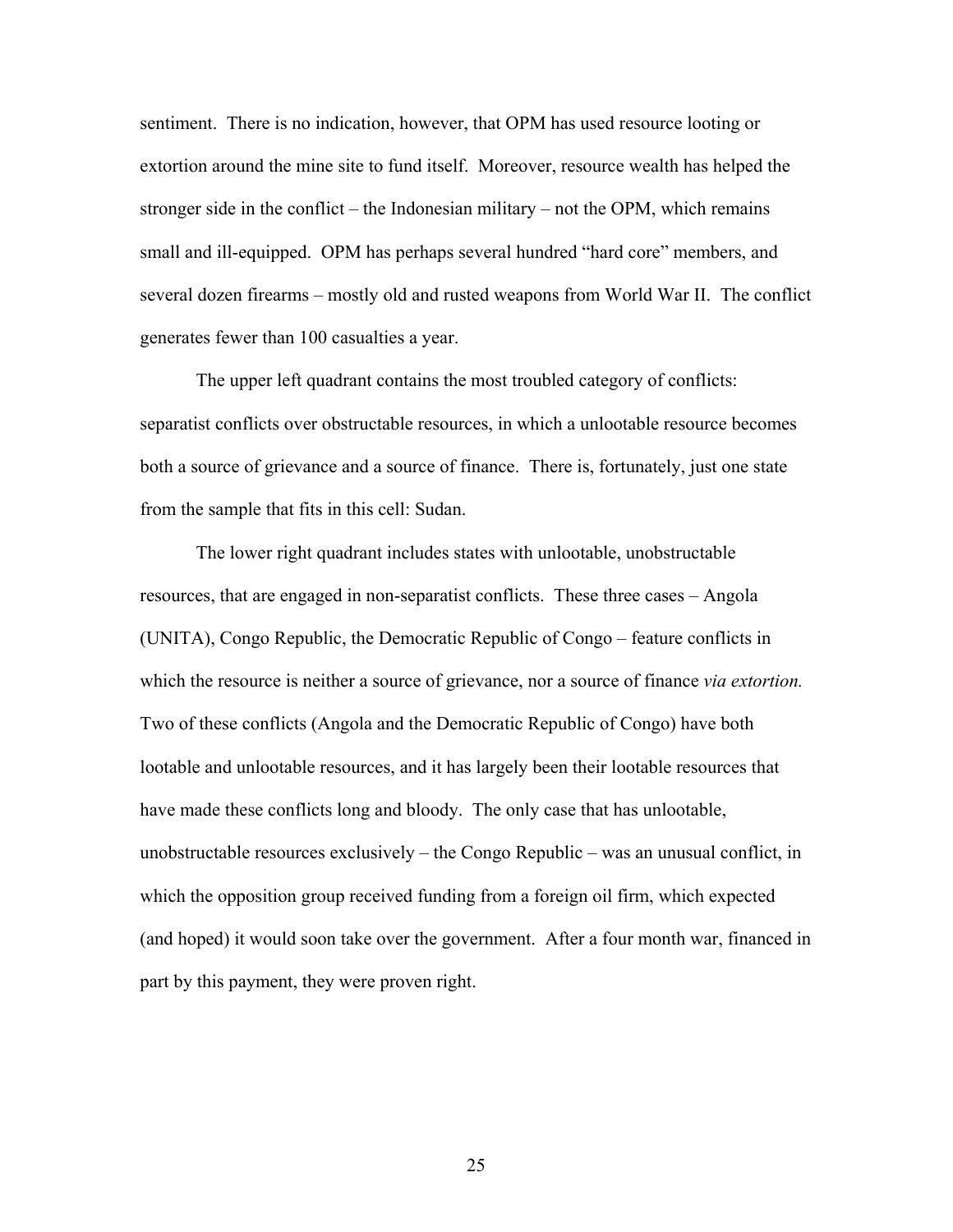sentiment. There is no indication, however, that OPM has used resource looting or extortion around the mine site to fund itself. Moreover, resource wealth has helped the stronger side in the conflict – the Indonesian military – not the OPM, which remains small and ill-equipped. OPM has perhaps several hundred "hard core" members, and several dozen firearms – mostly old and rusted weapons from World War II. The conflict generates fewer than 100 casualties a year.

The upper left quadrant contains the most troubled category of conflicts: separatist conflicts over obstructable resources, in which a unlootable resource becomes both a source of grievance and a source of finance. There is, fortunately, just one state from the sample that fits in this cell: Sudan.

The lower right quadrant includes states with unlootable, unobstructable resources, that are engaged in non-separatist conflicts. These three cases – Angola (UNITA), Congo Republic, the Democratic Republic of Congo – feature conflicts in which the resource is neither a source of grievance, nor a source of finance *via extortion.* Two of these conflicts (Angola and the Democratic Republic of Congo) have both lootable and unlootable resources, and it has largely been their lootable resources that have made these conflicts long and bloody. The only case that has unlootable, unobstructable resources exclusively – the Congo Republic – was an unusual conflict, in which the opposition group received funding from a foreign oil firm, which expected (and hoped) it would soon take over the government. After a four month war, financed in part by this payment, they were proven right.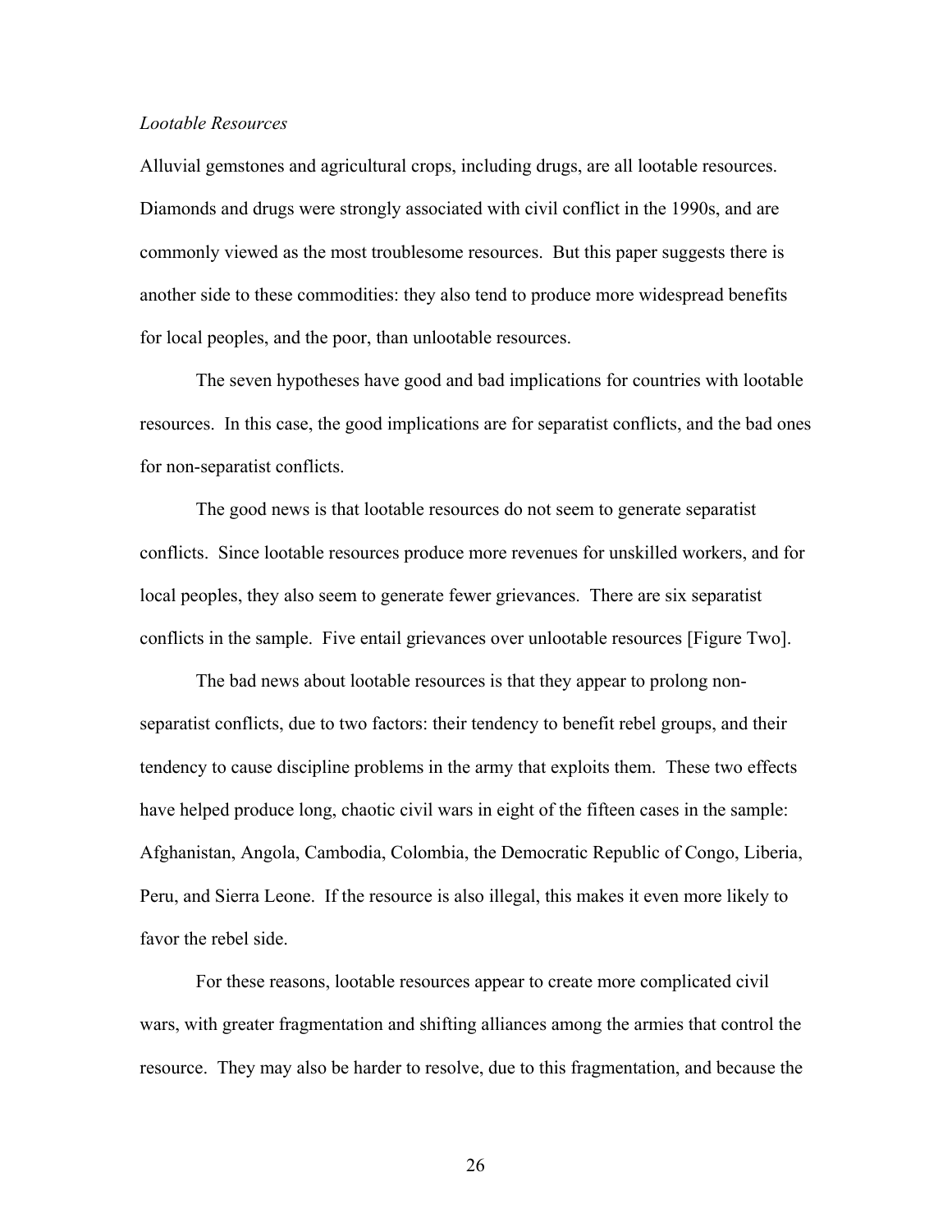*Lootable Resources*

Alluvial gemstones and agricultural crops, including drugs, are all lootable resources. Diamonds and drugs were strongly associated with civil conflict in the 1990s, and are commonly viewed as the most troublesome resources. But this paper suggests there is another side to these commodities: they also tend to produce more widespread benefits for local peoples, and the poor, than unlootable resources.

The seven hypotheses have good and bad implications for countries with lootable resources. In this case, the good implications are for separatist conflicts, and the bad ones for non-separatist conflicts.

The good news is that lootable resources do not seem to generate separatist conflicts. Since lootable resources produce more revenues for unskilled workers, and for local peoples, they also seem to generate fewer grievances. There are six separatist conflicts in the sample. Five entail grievances over unlootable resources [Figure Two].

The bad news about lootable resources is that they appear to prolong non-separatist conflicts, due to two factors: their tendency to benefit rebel groups, and their tendency to cause discipline problems in the army that exploits them. These two effects have helped produce long, chaotic civil wars in eight of the fifteen cases in the sample: Afghanistan, Angola, Cambodia, Colombia, the Democratic Republic of Congo, Liberia, Peru, and Sierra Leone. If the resource is also illegal, this makes it even more likely to favor the rebel side.

For these reasons, lootable resources appear to create more complicated civil wars, with greater fragmentation and shifting alliances among the armies that control the resource. They may also be harder to resolve, due to this fragmentation, and because the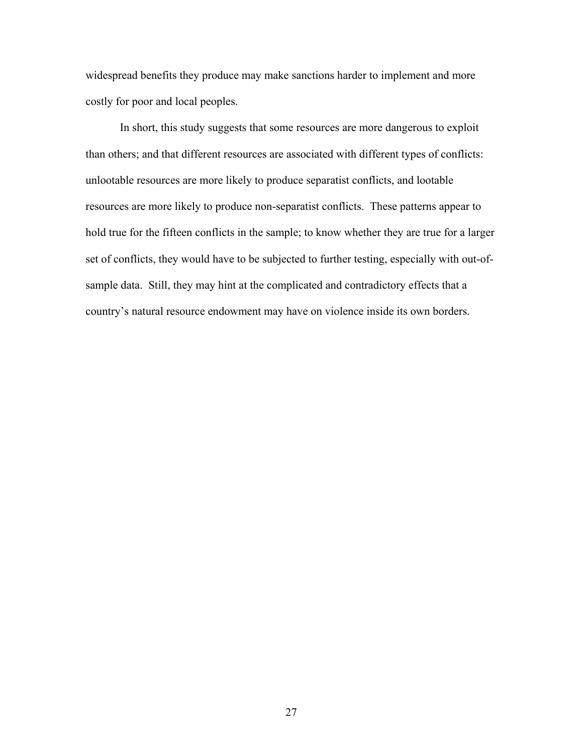widespread benefits they produce may make sanctions harder to implement and more costly for poor and local peoples.

In short, this study suggests that some resources are more dangerous to exploit than others; and that different resources are associated with different types of conflicts: unlootable resources are more likely to produce separatist conflicts, and lootable resources are more likely to produce non-separatist conflicts. These patterns appear to hold true for the fifteen conflicts in the sample; to know whether they are true for a larger set of conflicts, they would have to be subjected to further testing, especially with out-of-sample data. Still, they may hint at the complicated and contradictory effects that a country's natural resource endowment may have on violence inside its own borders.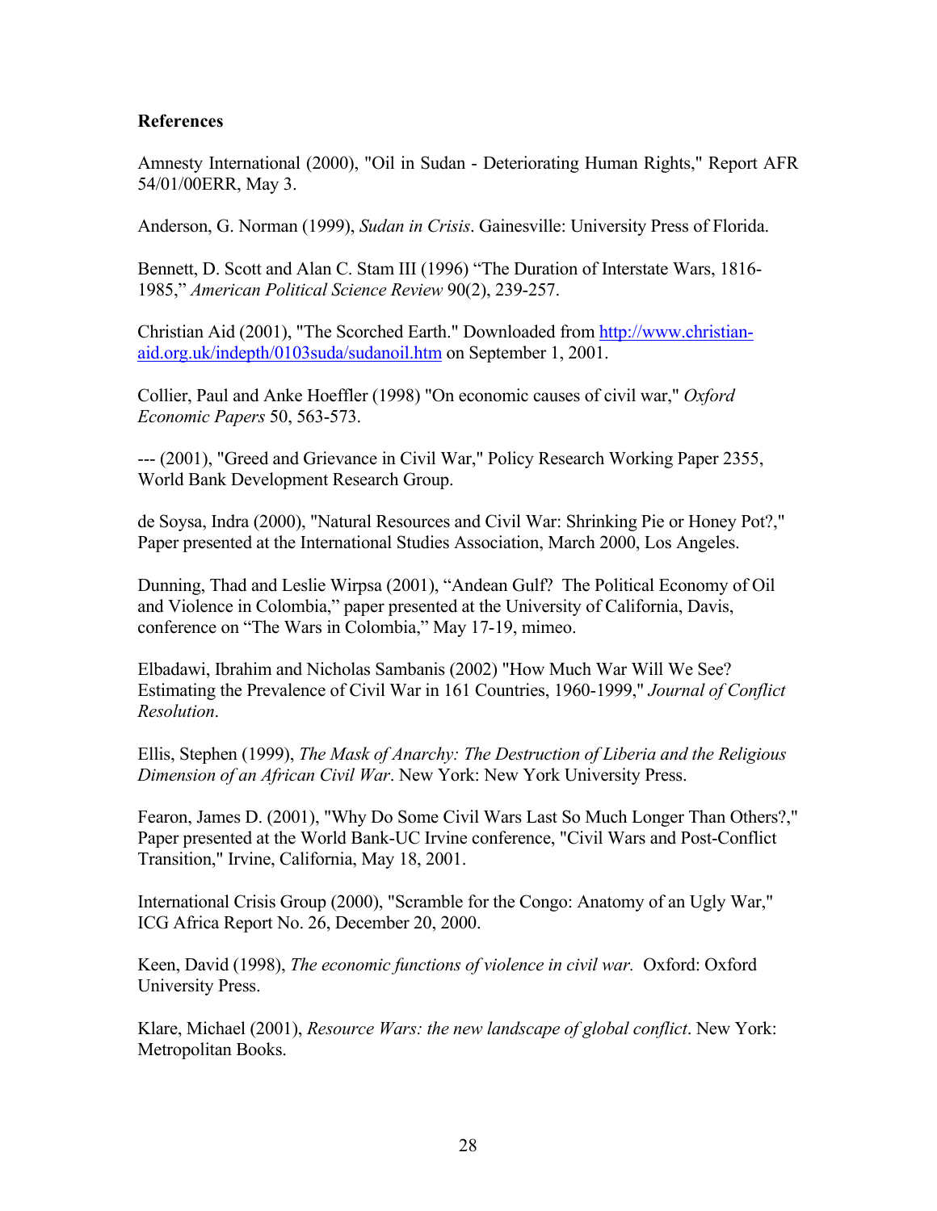**References**

Amnesty International (2000), "Oil in Sudan - Deteriorating Human Rights," Report AFR 54/01/00ERR, May 3.

Anderson, G. Norman (1999), *Sudan in Crisis*. Gainesville: University Press of Florida.

Bennett, D. Scott and Alan C. Stam III (1996) "The Duration of Interstate Wars, 1816-1985," *American Political Science Review* 90(2), 239-257.

Christian Aid (2001), "The Scorched Earth." Downloaded from http://www.christian-aid.org.uk/indepth/0103suda/sudanoil.htm on September 1, 2001.

Collier, Paul and Anke Hoeffler (1998) "On economic causes of civil war," *Oxford Economic Papers* 50, 563-573.

--- (2001), "Greed and Grievance in Civil War," Policy Research Working Paper 2355, World Bank Development Research Group.

de Soysa, Indra (2000), "Natural Resources and Civil War: Shrinking Pie or Honey Pot?," Paper presented at the International Studies Association, March 2000, Los Angeles.

Dunning, Thad and Leslie Wirpsa (2001), "Andean Gulf? The Political Economy of Oil and Violence in Colombia," paper presented at the University of California, Davis, conference on "The Wars in Colombia," May 17-19, mimeo.

Elbadawi, Ibrahim and Nicholas Sambanis (2002) "How Much War Will We See? Estimating the Prevalence of Civil War in 161 Countries, 1960-1999," *Journal of Conflict Resolution*.

Ellis, Stephen (1999), *The Mask of Anarchy: The Destruction of Liberia and the Religious Dimension of an African Civil War*. New York: New York University Press.

Fearon, James D. (2001), "Why Do Some Civil Wars Last So Much Longer Than Others?," Paper presented at the World Bank-UC Irvine conference, "Civil Wars and Post-Conflict Transition," Irvine, California, May 18, 2001.

International Crisis Group (2000), "Scramble for the Congo: Anatomy of an Ugly War," ICG Africa Report No. 26, December 20, 2000.

Keen, David (1998), *The economic functions of violence in civil war.* Oxford: Oxford University Press.

Klare, Michael (2001), *Resource Wars: the new landscape of global conflict*. New York: Metropolitan Books.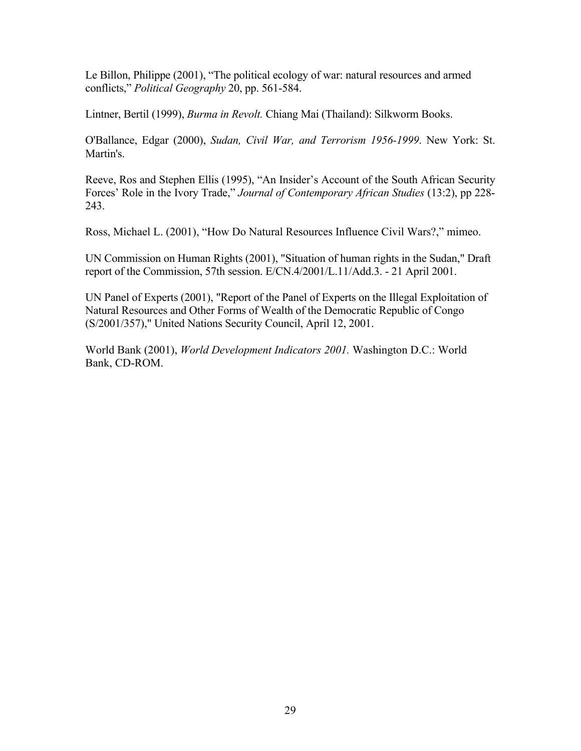Le Billon, Philippe (2001), “The political ecology of war: natural resources and armed conflicts,” *Political Geography* 20, pp. 561-584.

Lintner, Bertil (1999), *Burma in Revolt.* Chiang Mai (Thailand): Silkworm Books.

O'Ballance, Edgar (2000), *Sudan, Civil War, and Terrorism 1956-1999*. New York: St. Martin's.

Reeve, Ros and Stephen Ellis (1995), “An Insider’s Account of the South African Security Forces’ Role in the Ivory Trade,” *Journal of Contemporary African Studies* (13:2), pp 228-243.

Ross, Michael L. (2001), “How Do Natural Resources Influence Civil Wars?,” mimeo.

UN Commission on Human Rights (2001), "Situation of human rights in the Sudan," Draft report of the Commission, 57th session. E/CN.4/2001/L.11/Add.3. - 21 April 2001.

UN Panel of Experts (2001), "Report of the Panel of Experts on the Illegal Exploitation of Natural Resources and Other Forms of Wealth of the Democratic Republic of Congo (S/2001/357)," United Nations Security Council, April 12, 2001.

World Bank (2001), *World Development Indicators 2001.* Washington D.C.: World Bank, CD-ROM.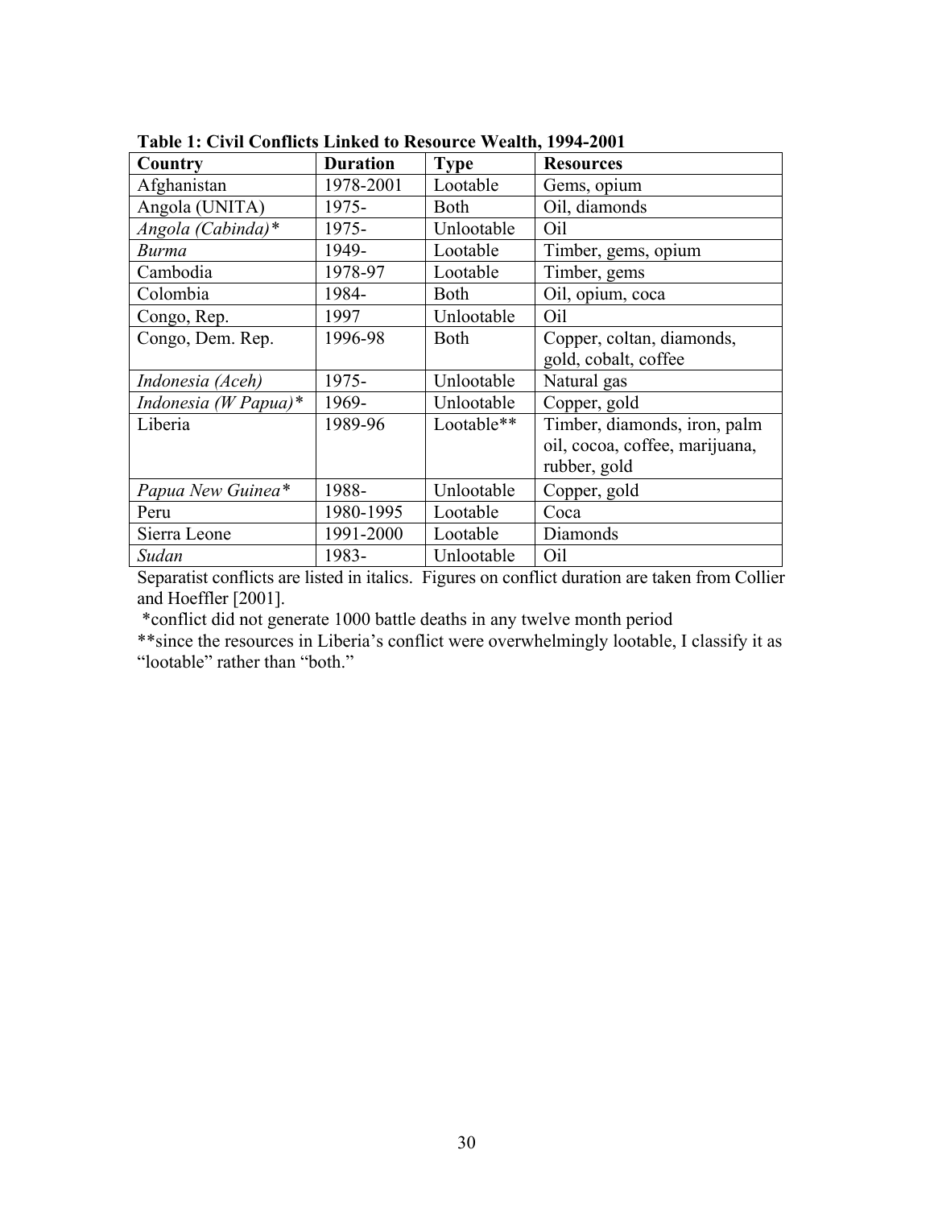**Table 1: Civil Conflicts Linked to Resource Wealth, 1994-2001**

| Country | Duration | Type | Resources |
| --- | --- | --- | --- |
| Afghanistan | 1978-2001 | Lootable | Gems, opium |
| Angola (UNITA) | 1975- | Both | Oil, diamonds |
| *Angola (Cabinda)\** | 1975- | Unlootable | Oil |
| *Burma* | 1949- | Lootable | Timber, gems, opium |
| Cambodia | 1978-97 | Lootable | Timber, gems |
| Colombia | 1984- | Both | Oil, opium, coca |
| Congo, Rep. | 1997 | Unlootable | Oil |
| Congo, Dem. Rep. | 1996-98 | Both | Copper, coltan, diamonds, gold, cobalt, coffee |
| *Indonesia (Aceh)* | 1975- | Unlootable | Natural gas |
| *Indonesia (W Papua)\** | 1969- | Unlootable | Copper, gold |
| Liberia | 1989-96 | Lootable** | Timber, diamonds, iron, palm oil, cocoa, coffee, marijuana, rubber, gold |
| *Papua New Guinea\** | 1988- | Unlootable | Copper, gold |
| Peru | 1980-1995 | Lootable | Coca |
| Sierra Leone | 1991-2000 | Lootable | Diamonds |
| *Sudan* | 1983- | Unlootable | Oil |

Separatist conflicts are listed in italics. Figures on conflict duration are taken from Collier and Hoeffler [2001].

*conflict did not generate 1000 battle deaths in any twelve month period

**since the resources in Liberia's conflict were overwhelmingly lootable, I classify it as "lootable" rather than "both."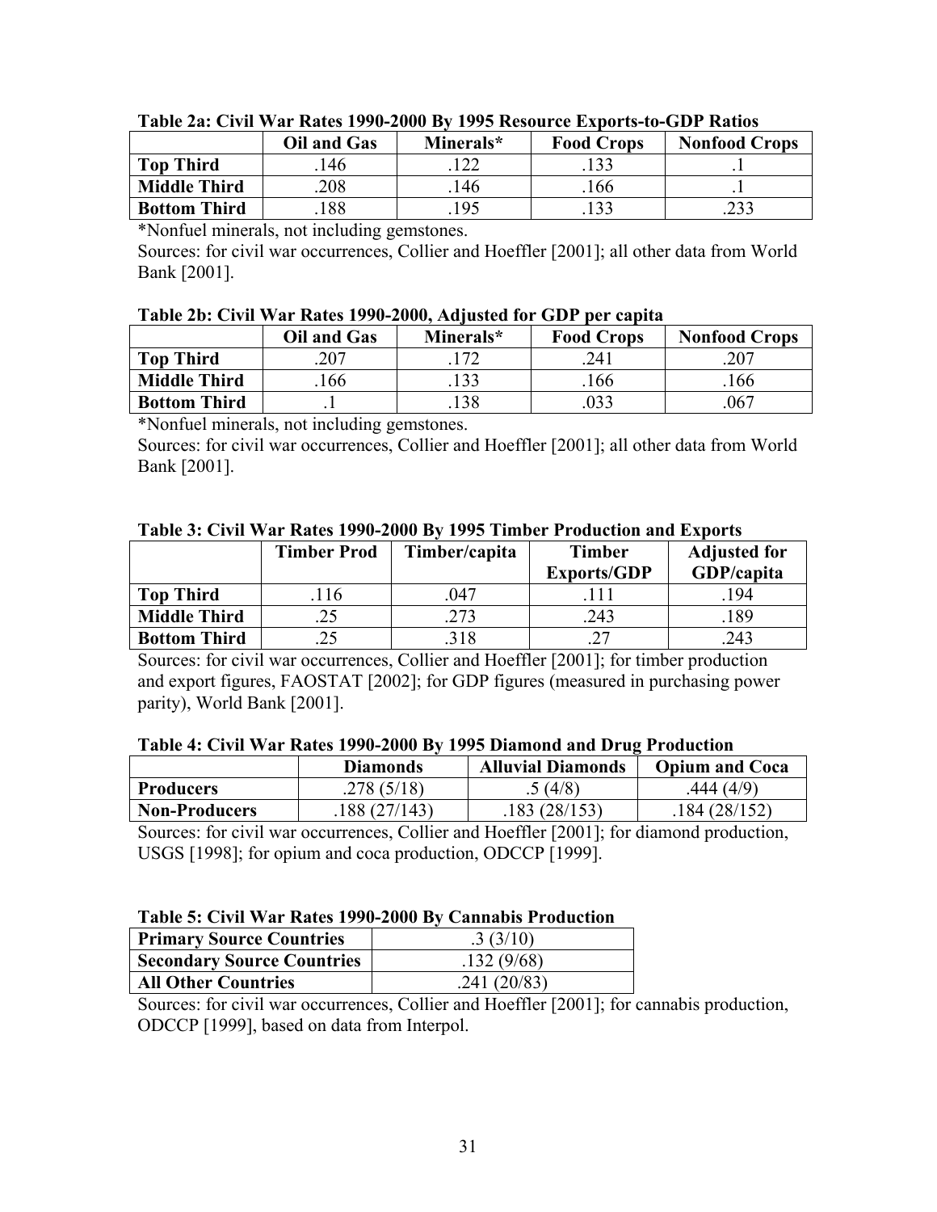**Table 2a: Civil War Rates 1990-2000 By 1995 Resource Exports-to-GDP Ratios**

| | Oil and Gas | Minerals* | Food Crops | Nonfood Crops |
|---|---|---|---|---|
| **Top Third** | .146 | .122 | .133 | .1 |
| **Middle Third** | .208 | .146 | .166 | .1 |
| **Bottom Third** | .188 | .195 | .133 | .233 |

*Nonfuel minerals, not including gemstones.

Sources: for civil war occurrences, Collier and Hoeffler [2001]; all other data from World Bank [2001].

**Table 2b: Civil War Rates 1990-2000, Adjusted for GDP per capita**

| | Oil and Gas | Minerals* | Food Crops | Nonfood Crops |
|---|---|---|---|---|
| **Top Third** | .207 | .172 | .241 | .207 |
| **Middle Third** | .166 | .133 | .166 | .166 |
| **Bottom Third** | .1 | .138 | .033 | .067 |

*Nonfuel minerals, not including gemstones.

Sources: for civil war occurrences, Collier and Hoeffler [2001]; all other data from World Bank [2001].

**Table 3: Civil War Rates 1990-2000 By 1995 Timber Production and Exports**

| | Timber Prod | Timber/capita | Timber Exports/GDP | Adjusted for GDP/capita |
|---|---|---|---|---|
| **Top Third** | .116 | .047 | .111 | .194 |
| **Middle Third** | .25 | .273 | .243 | .189 |
| **Bottom Third** | .25 | .318 | .27 | .243 |

Sources: for civil war occurrences, Collier and Hoeffler [2001]; for timber production and export figures, FAOSTAT [2002]; for GDP figures (measured in purchasing power parity), World Bank [2001].

**Table 4: Civil War Rates 1990-2000 By 1995 Diamond and Drug Production**

| | Diamonds | Alluvial Diamonds | Opium and Coca |
|---|---|---|---|
| **Producers** | .278 (5/18) | .5 (4/8) | .444 (4/9) |
| **Non-Producers** | .188 (27/143) | .183 (28/153) | .184 (28/152) |

Sources: for civil war occurrences, Collier and Hoeffler [2001]; for diamond production, USGS [1998]; for opium and coca production, ODCCP [1999].

**Table 5: Civil War Rates 1990-2000 By Cannabis Production**

| | |
|---|---|
| **Primary Source Countries** | .3 (3/10) |
| **Secondary Source Countries** | .132 (9/68) |
| **All Other Countries** | .241 (20/83) |

Sources: for civil war occurrences, Collier and Hoeffler [2001]; for cannabis production, ODCCP [1999], based on data from Interpol.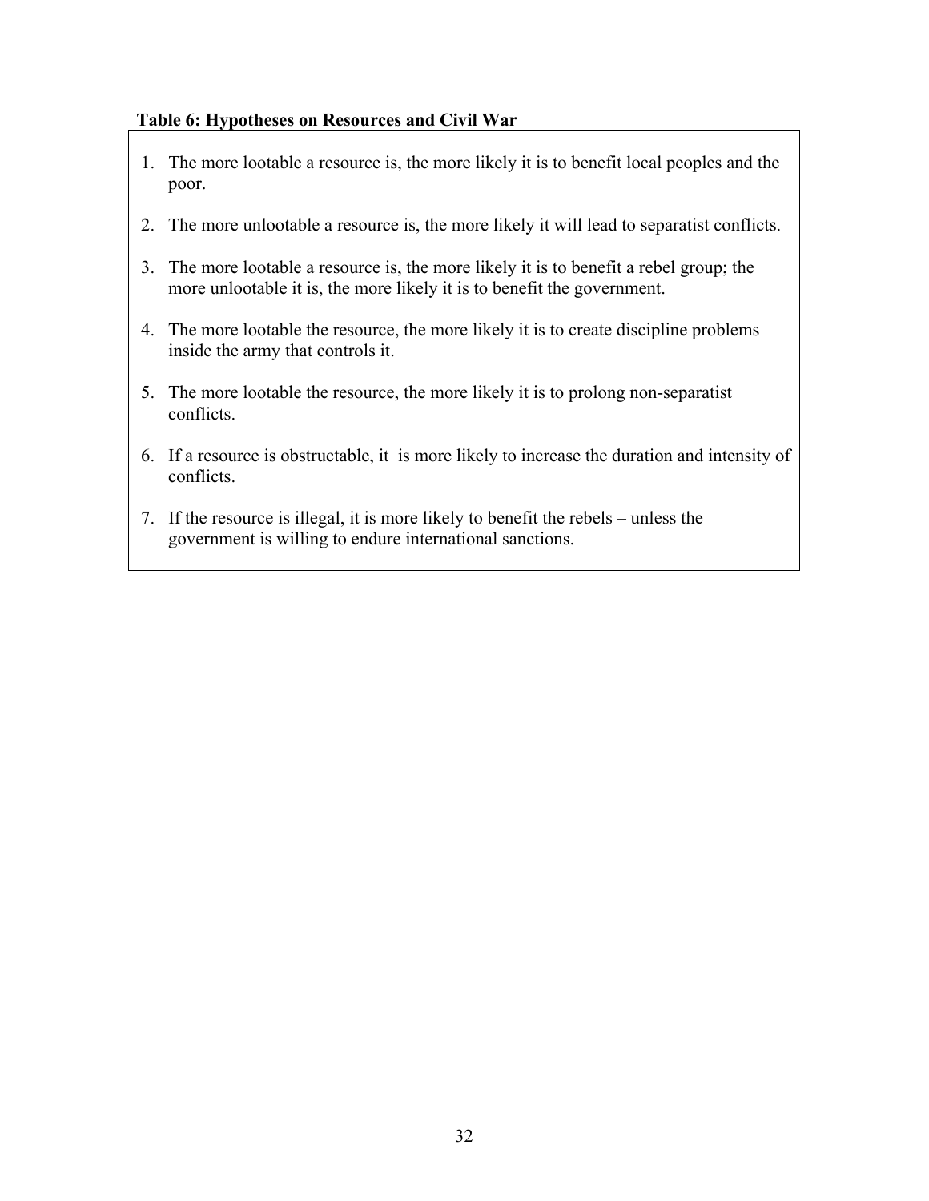**Table 6: Hypotheses on Resources and Civil War**

1. The more lootable a resource is, the more likely it is to benefit local peoples and the poor.
2. The more unlootable a resource is, the more likely it will lead to separatist conflicts.
3. The more lootable a resource is, the more likely it is to benefit a rebel group; the more unlootable it is, the more likely it is to benefit the government.
4. The more lootable the resource, the more likely it is to create discipline problems inside the army that controls it.
5. The more lootable the resource, the more likely it is to prolong non-separatist conflicts.
6. If a resource is obstructable, it is more likely to increase the duration and intensity of conflicts.
7. If the resource is illegal, it is more likely to benefit the rebels – unless the government is willing to endure international sanctions.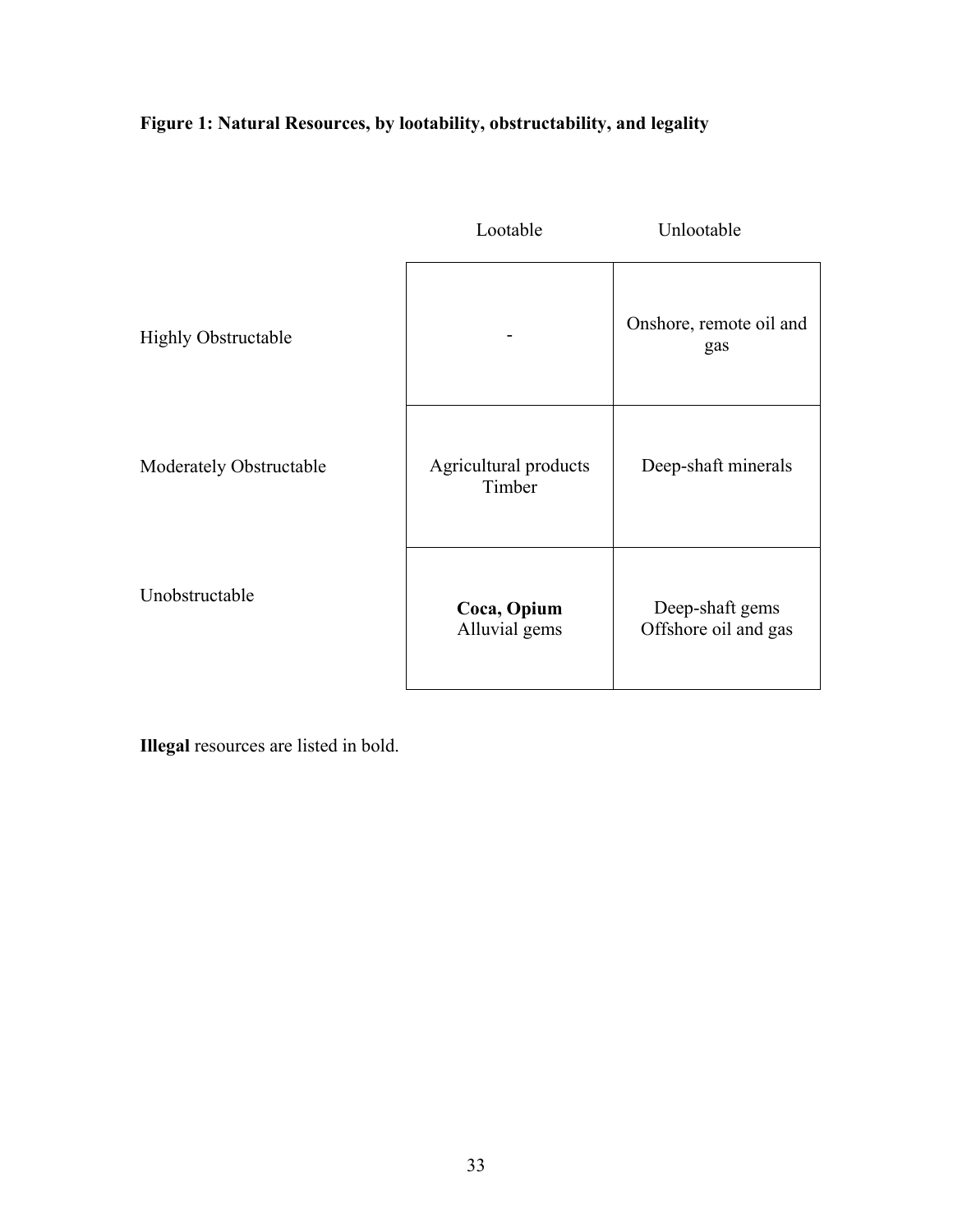**Figure 1: Natural Resources, by lootability, obstructability, and legality**

| | Lootable | Unlootable |
|---|---|---|
| Highly Obstructable | - | Onshore, remote oil and gas |
| Moderately Obstructable | Agricultural products<br>Timber | Deep-shaft minerals |
| Unobstructable | **Coca, Opium**<br>Alluvial gems | Deep-shaft gems<br>Offshore oil and gas |

**Illegal** resources are listed in bold.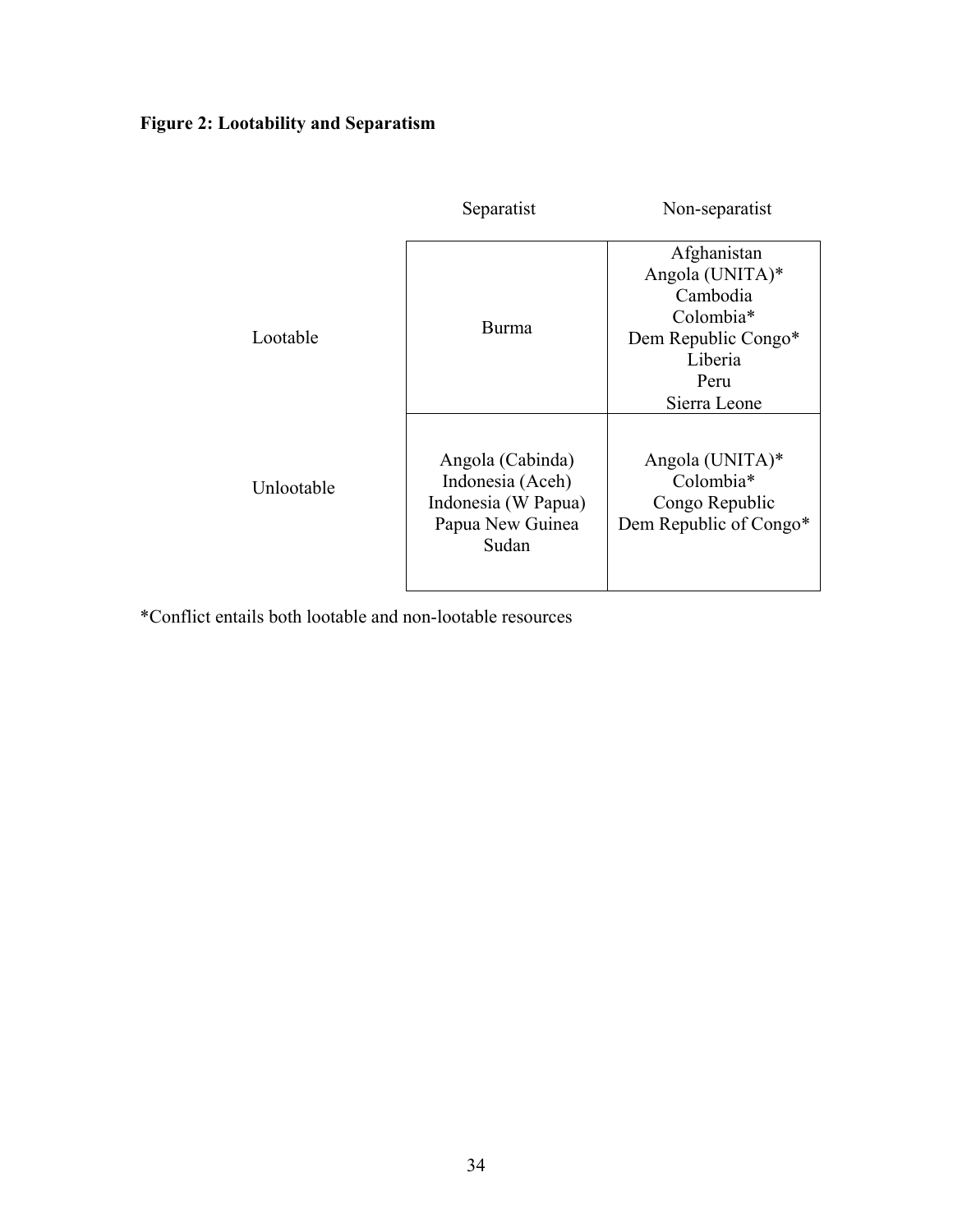**Figure 2: Lootability and Separatism**

| | Separatist | Non-separatist |
|---|---|---|
| Lootable | Burma | Afghanistan<br>Angola (UNITA)*<br>Cambodia<br>Colombia*<br>Dem Republic Congo*<br>Liberia<br>Peru<br>Sierra Leone |
| Unlootable | Angola (Cabinda)<br>Indonesia (Aceh)<br>Indonesia (W Papua)<br>Papua New Guinea<br>Sudan | Angola (UNITA)*<br>Colombia*<br>Congo Republic<br>Dem Republic of Congo* |

*Conflict entails both lootable and non-lootable resources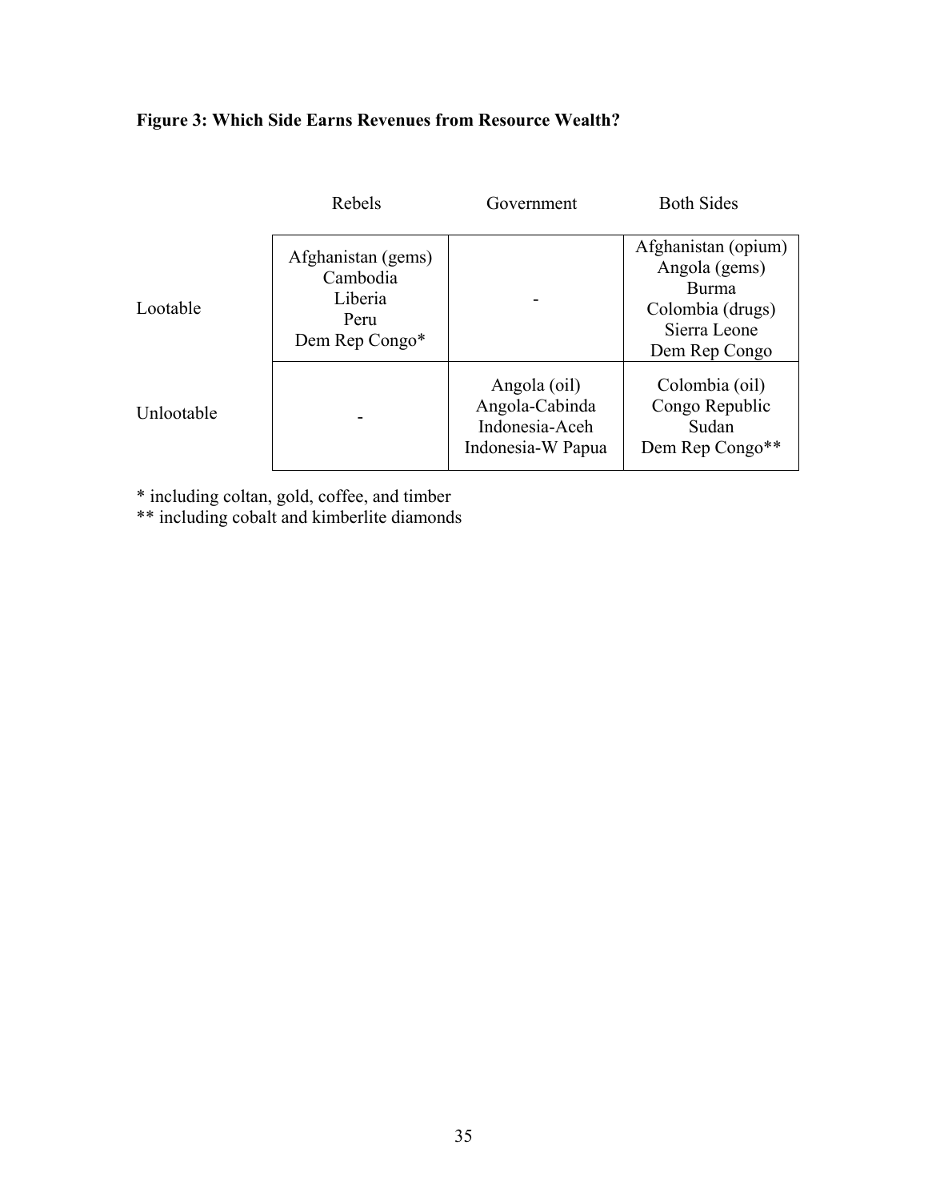**Figure 3: Which Side Earns Revenues from Resource Wealth?**

| | Rebels | Government | Both Sides |
|---|---|---|---|
| Lootable | Afghanistan (gems)<br>Cambodia<br>Liberia<br>Peru<br>Dem Rep Congo* | - | Afghanistan (opium)<br>Angola (gems)<br>Burma<br>Colombia (drugs)<br>Sierra Leone<br>Dem Rep Congo |
| Unlootable | - | Angola (oil)<br>Angola-Cabinda<br>Indonesia-Aceh<br>Indonesia-W Papua | Colombia (oil)<br>Congo Republic<br>Sudan<br>Dem Rep Congo** |

* including coltan, gold, coffee, and timber

** including cobalt and kimberlite diamonds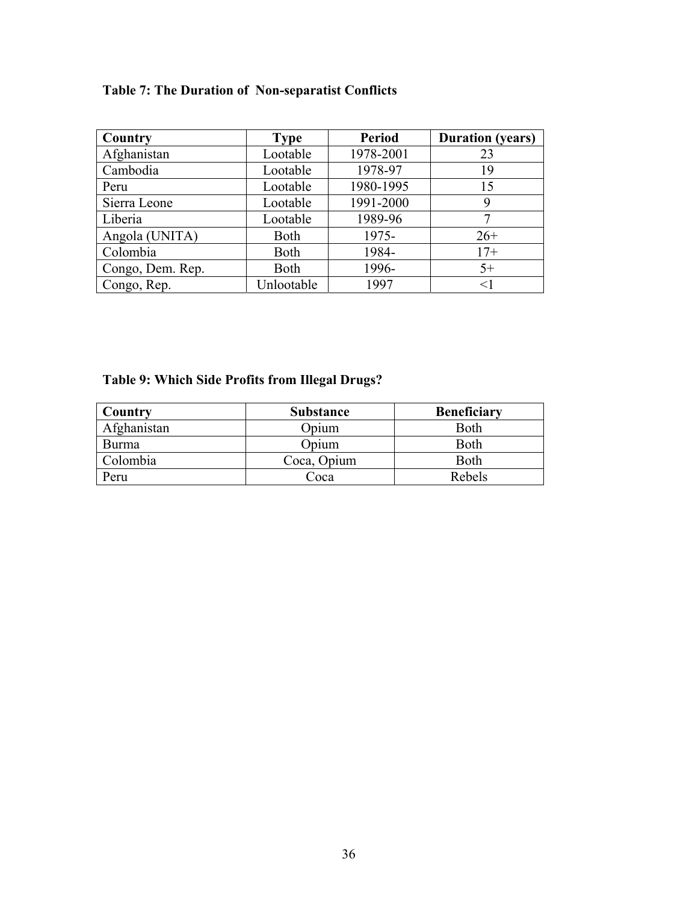**Table 7: The Duration of Non-separatist Conflicts**

| Country | Type | Period | Duration (years) |
|---|---|---|---|
| Afghanistan | Lootable | 1978-2001 | 23 |
| Cambodia | Lootable | 1978-97 | 19 |
| Peru | Lootable | 1980-1995 | 15 |
| Sierra Leone | Lootable | 1991-2000 | 9 |
| Liberia | Lootable | 1989-96 | 7 |
| Angola (UNITA) | Both | 1975- | 26+ |
| Colombia | Both | 1984- | 17+ |
| Congo, Dem. Rep. | Both | 1996- | 5+ |
| Congo, Rep. | Unlootable | 1997 | <1 |

**Table 9: Which Side Profits from Illegal Drugs?**

| Country | Substance | Beneficiary |
|---|---|---|
| Afghanistan | Opium | Both |
| Burma | Opium | Both |
| Colombia | Coca, Opium | Both |
| Peru | Coca | Rebels |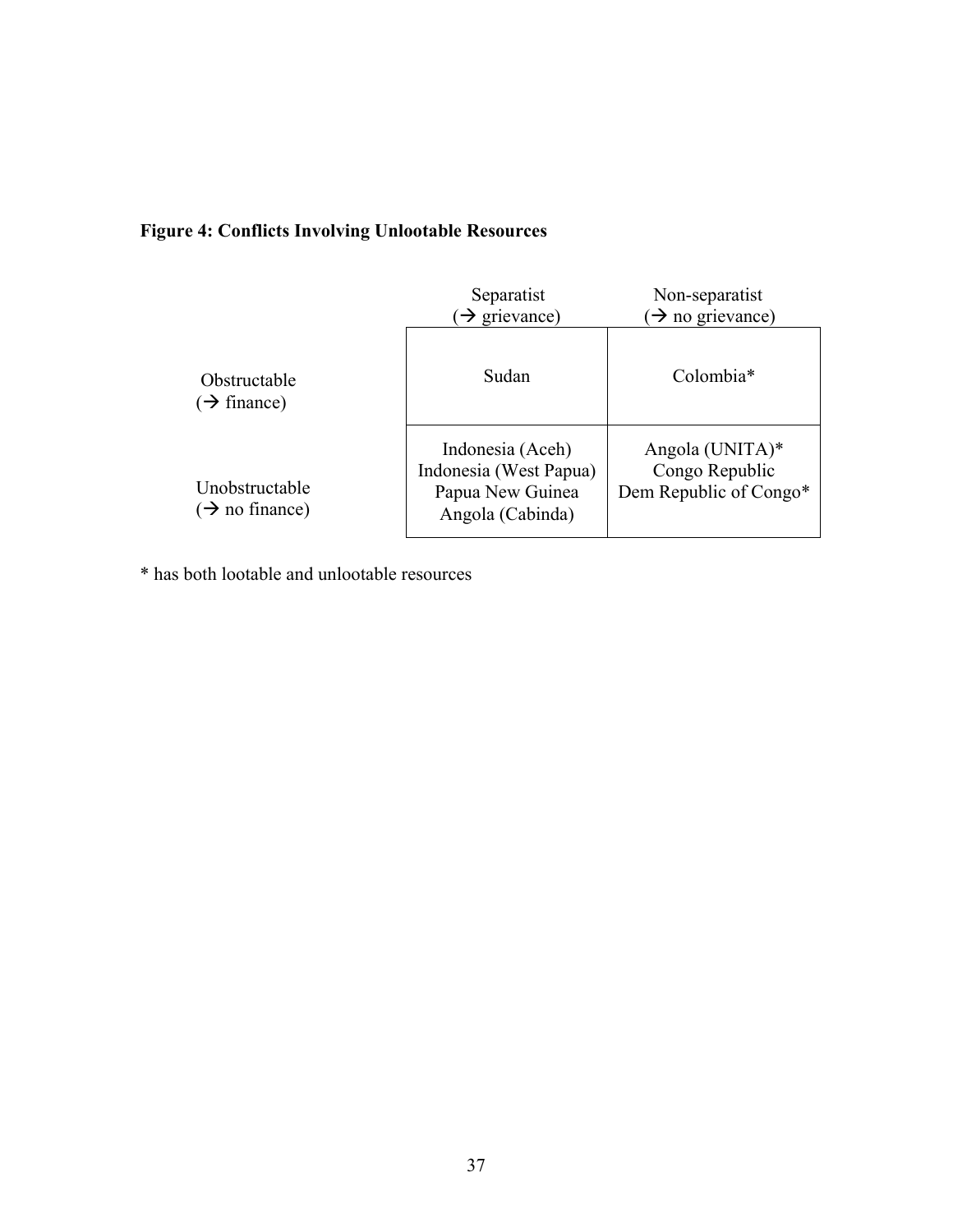**Figure 4: Conflicts Involving Unlootable Resources**

| | Separatist (→ grievance) | Non-separatist (→ no grievance) |
|---|---|---|
| Obstructable (→ finance) | Sudan | Colombia* |
| Unobstructable (→ no finance) | Indonesia (Aceh)<br>Indonesia (West Papua)<br>Papua New Guinea<br>Angola (Cabinda) | Angola (UNITA)*<br>Congo Republic<br>Dem Republic of Congo* |

* has both lootable and unlootable resources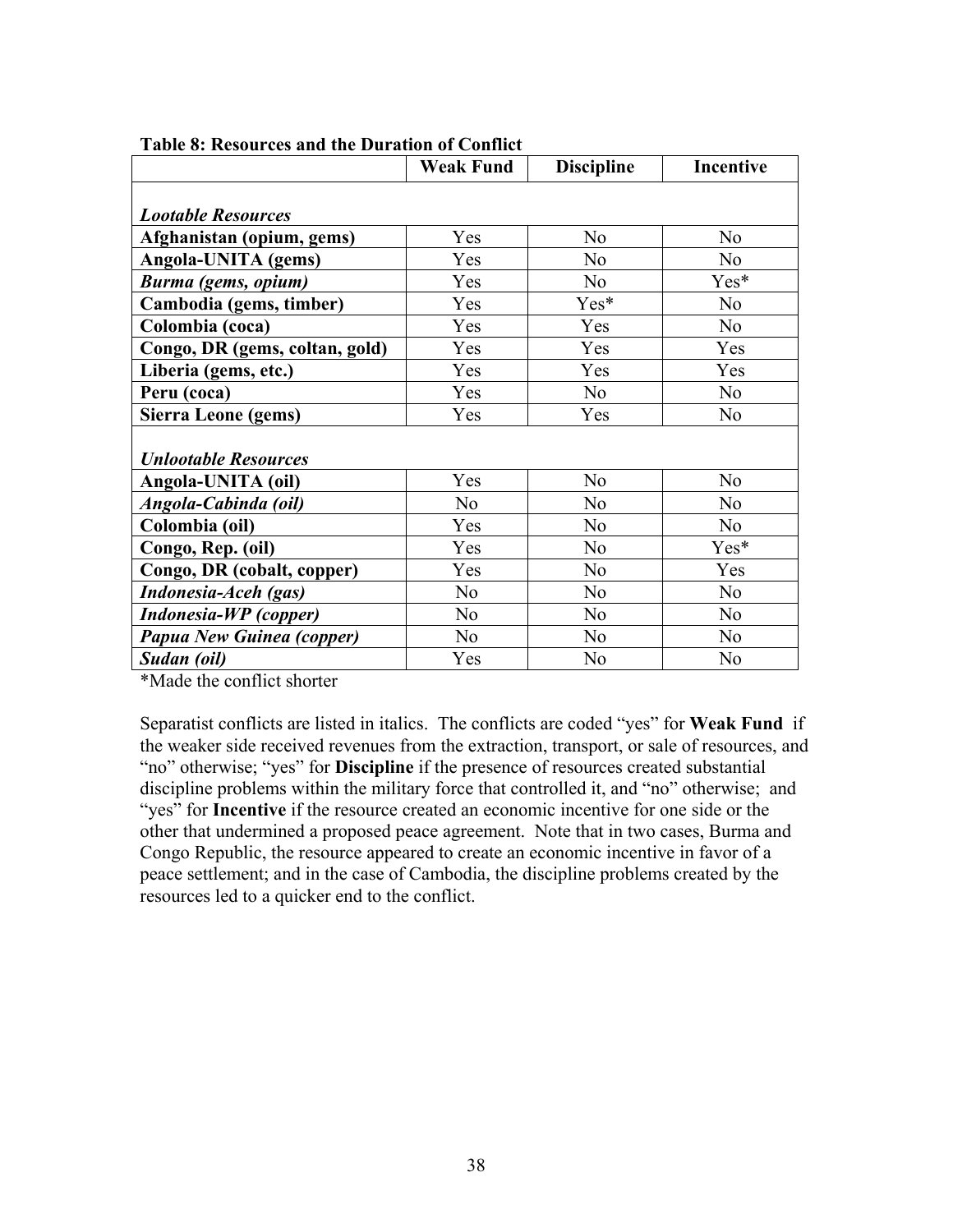**Table 8: Resources and the Duration of Conflict**

| | Weak Fund | Discipline | Incentive |
|---|---|---|---|
| ***Lootable Resources*** | | | |
| **Afghanistan (opium, gems)** | Yes | No | No |
| **Angola-UNITA (gems)** | Yes | No | No |
| ***Burma (gems, opium)*** | Yes | No | Yes* |
| **Cambodia (gems, timber)** | Yes | Yes* | No |
| **Colombia (coca)** | Yes | Yes | No |
| **Congo, DR (gems, coltan, gold)** | Yes | Yes | Yes |
| **Liberia (gems, etc.)** | Yes | Yes | Yes |
| **Peru (coca)** | Yes | No | No |
| **Sierra Leone (gems)** | Yes | Yes | No |
| ***Unlootable Resources*** | | | |
| **Angola-UNITA (oil)** | Yes | No | No |
| ***Angola-Cabinda (oil)*** | No | No | No |
| **Colombia (oil)** | Yes | No | No |
| **Congo, Rep. (oil)** | Yes | No | Yes* |
| **Congo, DR (cobalt, copper)** | Yes | No | Yes |
| ***Indonesia-Aceh (gas)*** | No | No | No |
| ***Indonesia-WP (copper)*** | No | No | No |
| ***Papua New Guinea (copper)*** | No | No | No |
| ***Sudan (oil)*** | Yes | No | No |

*Made the conflict shorter

Separatist conflicts are listed in italics. The conflicts are coded "yes" for **Weak Fund** if the weaker side received revenues from the extraction, transport, or sale of resources, and "no" otherwise; "yes" for **Discipline** if the presence of resources created substantial discipline problems within the military force that controlled it, and "no" otherwise; and "yes" for **Incentive** if the resource created an economic incentive for one side or the other that undermined a proposed peace agreement. Note that in two cases, Burma and Congo Republic, the resource appeared to create an economic incentive in favor of a peace settlement; and in the case of Cambodia, the discipline problems created by the resources led to a quicker end to the conflict.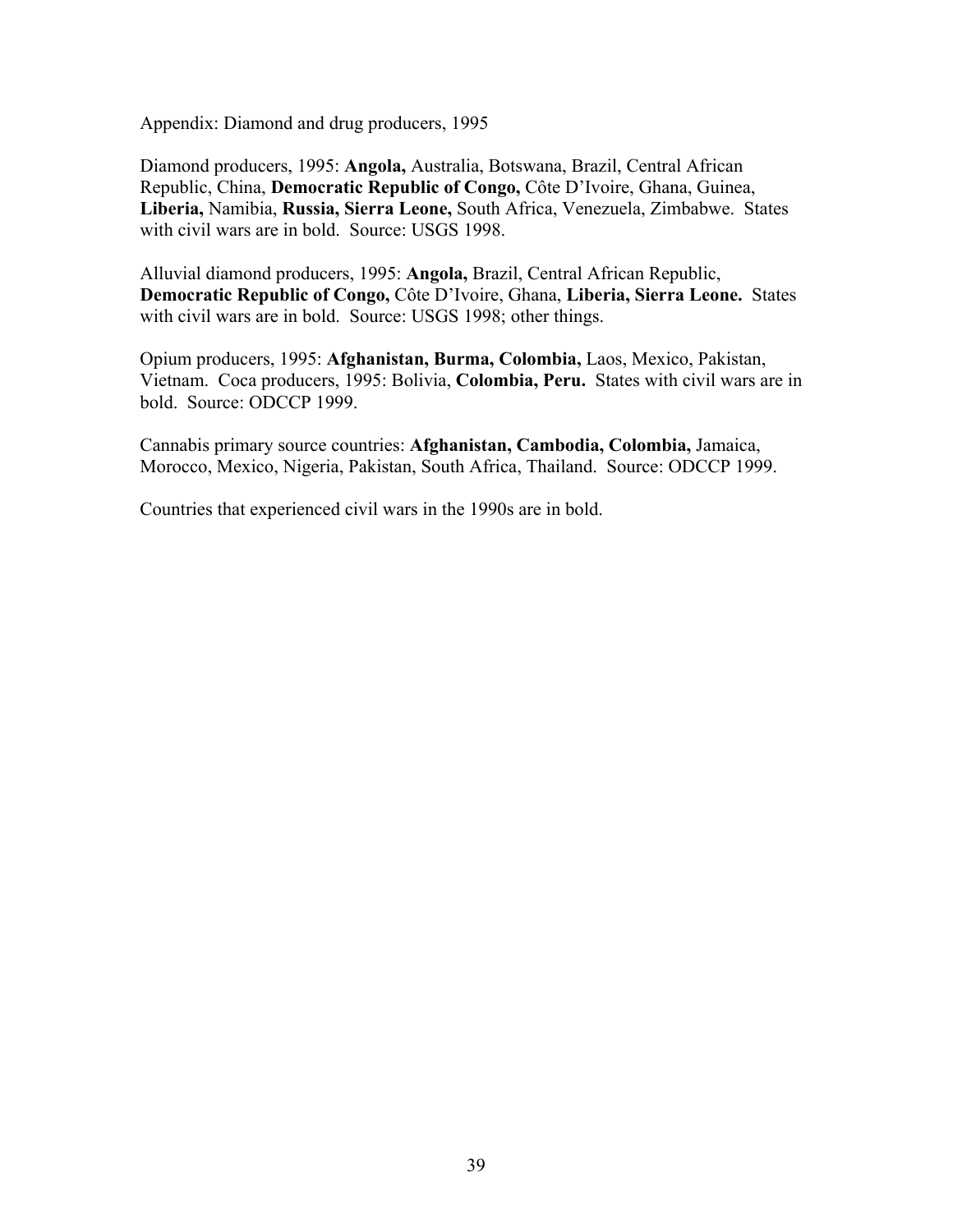Appendix: Diamond and drug producers, 1995

Diamond producers, 1995: **Angola,** Australia, Botswana, Brazil, Central African Republic, China, **Democratic Republic of Congo,** Côte D'Ivoire, Ghana, Guinea, **Liberia,** Namibia, **Russia, Sierra Leone,** South Africa, Venezuela, Zimbabwe. States with civil wars are in bold. Source: USGS 1998.

Alluvial diamond producers, 1995: **Angola,** Brazil, Central African Republic, **Democratic Republic of Congo,** Côte D'Ivoire, Ghana, **Liberia, Sierra Leone.** States with civil wars are in bold. Source: USGS 1998; other things.

Opium producers, 1995: **Afghanistan, Burma, Colombia,** Laos, Mexico, Pakistan, Vietnam. Coca producers, 1995: Bolivia, **Colombia, Peru.** States with civil wars are in bold. Source: ODCCP 1999.

Cannabis primary source countries: **Afghanistan, Cambodia, Colombia,** Jamaica, Morocco, Mexico, Nigeria, Pakistan, South Africa, Thailand. Source: ODCCP 1999.

Countries that experienced civil wars in the 1990s are in bold.